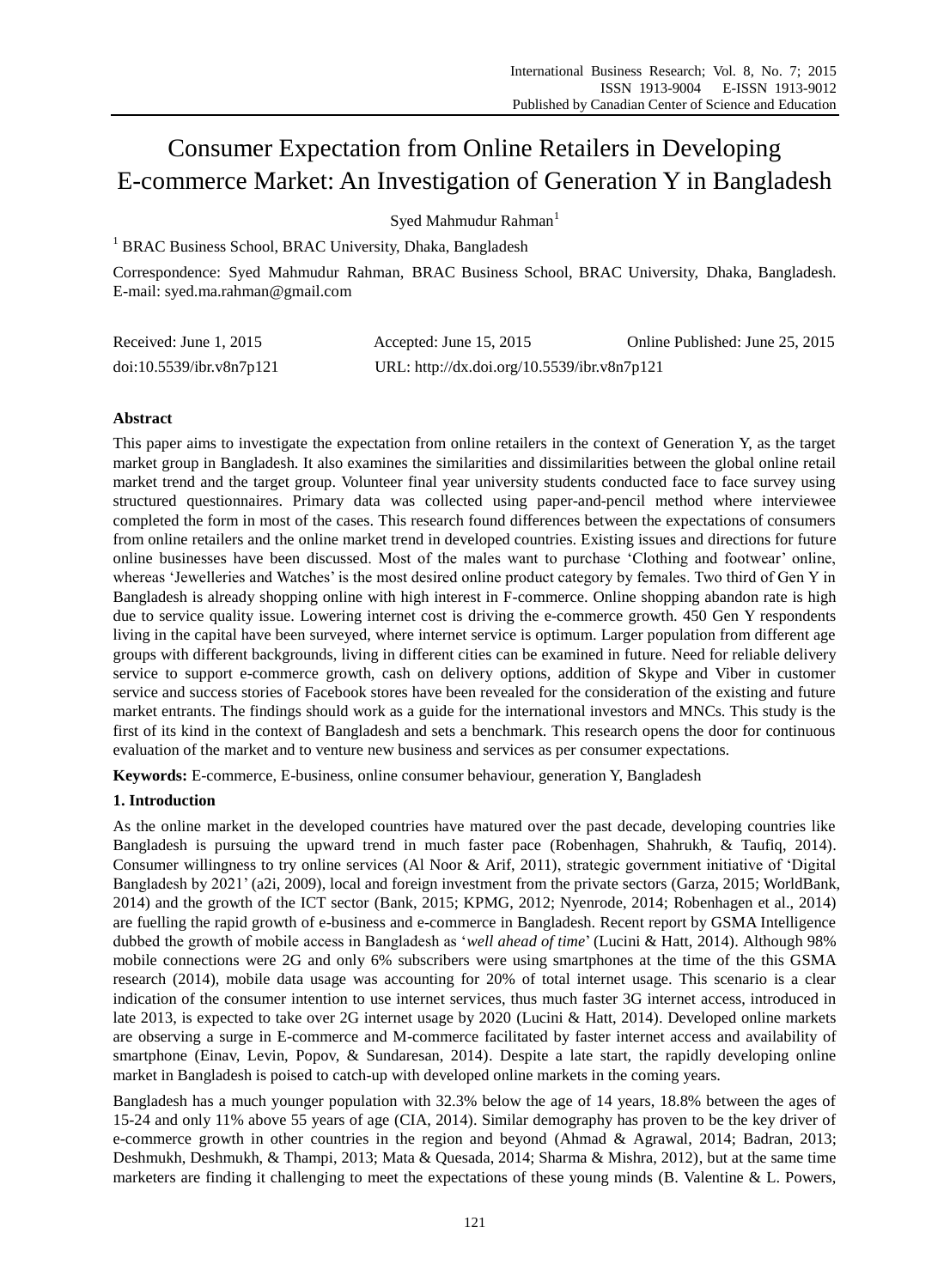# Consumer Expectation from Online Retailers in Developing E-commerce Market: An Investigation of Generation Y in Bangladesh

Syed Mahmudur Rahman[1]

[1] BRAC Business School, BRAC University, Dhaka, Bangladesh

Correspondence: Syed Mahmudur Rahman, BRAC Business School, BRAC University, Dhaka, Bangladesh. E-mail: syed.ma.rahman@gmail.com

Received: June 1, 2015 Accepted: June 15, 2015 Online Published: June 25, 2015

doi:10.5539/ibr.v8n7p121 URL: http://dx.doi.org/10.5539/ibr.v8n7p121

## Abstract

This paper aims to investigate the expectation from online retailers in the context of Generation Y, as the target market group in Bangladesh. It also examines the similarities and dissimilarities between the global online retail market trend and the target group. Volunteer final year university students conducted face to face survey using structured questionnaires. Primary data was collected using paper-and-pencil method where interviewee completed the form in most of the cases. This research found differences between the expectations of consumers from online retailers and the online market trend in developed countries. Existing issues and directions for future online businesses have been discussed. Most of the males want to purchase 'Clothing and footwear' online, whereas 'Jewelleries and Watches' is the most desired online product category by females. Two third of Gen Y in Bangladesh is already shopping online with high interest in F-commerce. Online shopping abandon rate is high due to service quality issue. Lowering internet cost is driving the e-commerce growth. 450 Gen Y respondents living in the capital have been surveyed, where internet service is optimum. Larger population from different age groups with different backgrounds, living in different cities can be examined in future. Need for reliable delivery service to support e-commerce growth, cash on delivery options, addition of Skype and Viber in customer service and success stories of Facebook stores have been revealed for the consideration of the existing and future market entrants. The findings should work as a guide for the international investors and MNCs. This study is the first of its kind in the context of Bangladesh and sets a benchmark. This research opens the door for continuous evaluation of the market and to venture new business and services as per consumer expectations.

**Keywords:** E-commerce, E-business, online consumer behaviour, generation Y, Bangladesh

## 1. Introduction

As the online market in the developed countries have matured over the past decade, developing countries like Bangladesh is pursuing the upward trend in much faster pace (Robenhagen, Shahrukh, & Taufiq, 2014). Consumer willingness to try online services (Al Noor & Arif, 2011), strategic government initiative of 'Digital Bangladesh by 2021' (a2i, 2009), local and foreign investment from the private sectors (Garza, 2015; WorldBank, 2014) and the growth of the ICT sector (Bank, 2015; KPMG, 2012; Nyenrode, 2014; Robenhagen et al., 2014) are fuelling the rapid growth of e-business and e-commerce in Bangladesh. Recent report by GSMA Intelligence dubbed the growth of mobile access in Bangladesh as '*well ahead of time*' (Lucini & Hatt, 2014). Although 98% mobile connections were 2G and only 6% subscribers were using smartphones at the time of the this GSMA research (2014), mobile data usage was accounting for 20% of total internet usage. This scenario is a clear indication of the consumer intention to use internet services, thus much faster 3G internet access, introduced in late 2013, is expected to take over 2G internet usage by 2020 (Lucini & Hatt, 2014). Developed online markets are observing a surge in E-commerce and M-commerce facilitated by faster internet access and availability of smartphone (Einav, Levin, Popov, & Sundaresan, 2014). Despite a late start, the rapidly developing online market in Bangladesh is poised to catch-up with developed online markets in the coming years.

Bangladesh has a much younger population with 32.3% below the age of 14 years, 18.8% between the ages of 15-24 and only 11% above 55 years of age (CIA, 2014). Similar demography has proven to be the key driver of e-commerce growth in other countries in the region and beyond (Ahmad & Agrawal, 2014; Badran, 2013; Deshmukh, Deshmukh, & Thampi, 2013; Mata & Quesada, 2014; Sharma & Mishra, 2012), but at the same time marketers are finding it challenging to meet the expectations of these young minds (B. Valentine & L. Powers,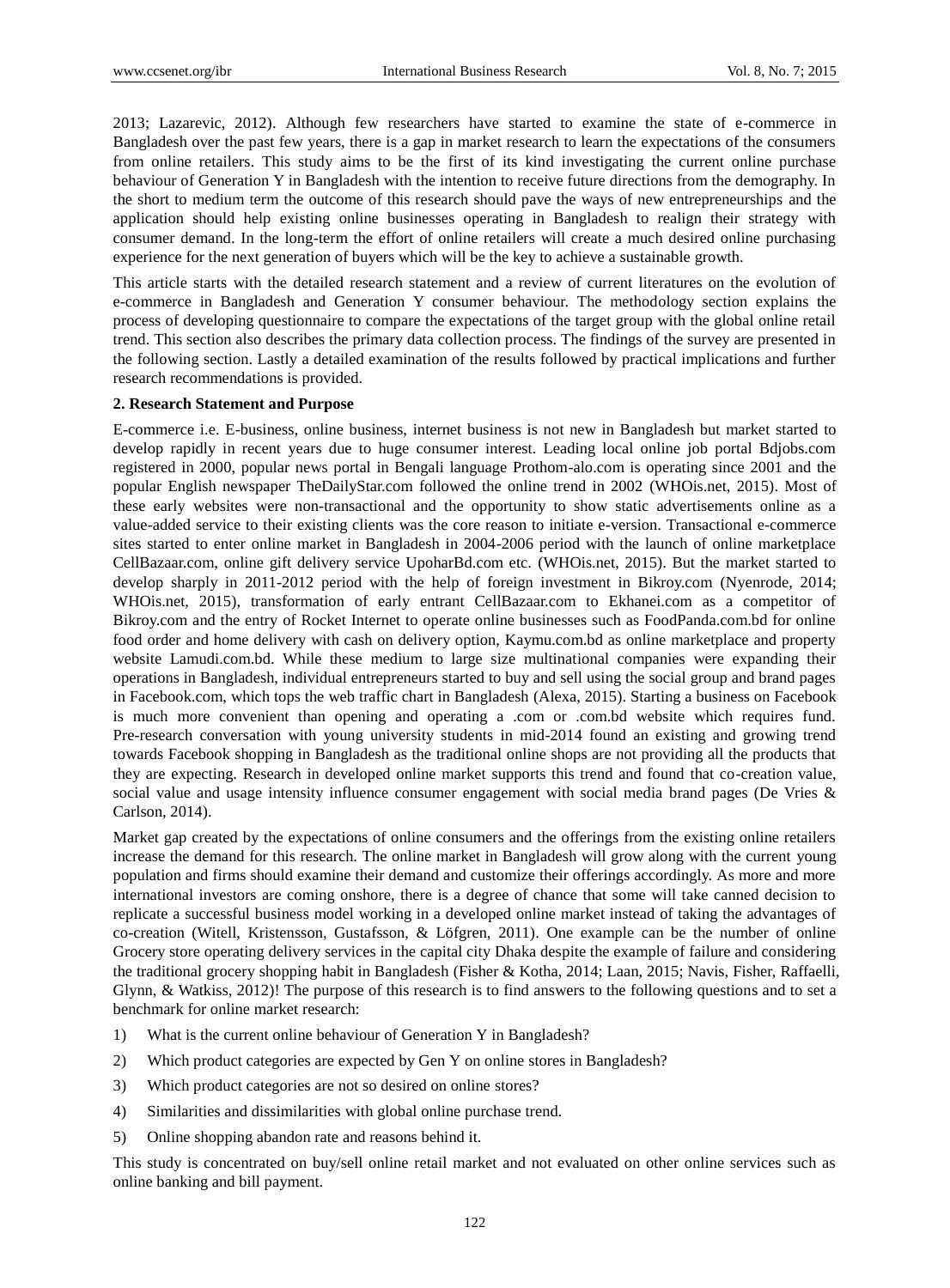2013; Lazarevic, 2012). Although few researchers have started to examine the state of e-commerce in Bangladesh over the past few years, there is a gap in market research to learn the expectations of the consumers from online retailers. This study aims to be the first of its kind investigating the current online purchase behaviour of Generation Y in Bangladesh with the intention to receive future directions from the demography. In the short to medium term the outcome of this research should pave the ways of new entrepreneurships and the application should help existing online businesses operating in Bangladesh to realign their strategy with consumer demand. In the long-term the effort of online retailers will create a much desired online purchasing experience for the next generation of buyers which will be the key to achieve a sustainable growth.

This article starts with the detailed research statement and a review of current literatures on the evolution of e-commerce in Bangladesh and Generation Y consumer behaviour. The methodology section explains the process of developing questionnaire to compare the expectations of the target group with the global online retail trend. This section also describes the primary data collection process. The findings of the survey are presented in the following section. Lastly a detailed examination of the results followed by practical implications and further research recommendations is provided.

**2. Research Statement and Purpose**

E-commerce i.e. E-business, online business, internet business is not new in Bangladesh but market started to develop rapidly in recent years due to huge consumer interest. Leading local online job portal Bdjobs.com registered in 2000, popular news portal in Bengali language Prothom-alo.com is operating since 2001 and the popular English newspaper TheDailyStar.com followed the online trend in 2002 (WHOis.net, 2015). Most of these early websites were non-transactional and the opportunity to show static advertisements online as a value-added service to their existing clients was the core reason to initiate e-version. Transactional e-commerce sites started to enter online market in Bangladesh in 2004-2006 period with the launch of online marketplace CellBazaar.com, online gift delivery service UpoharBd.com etc. (WHOis.net, 2015). But the market started to develop sharply in 2011-2012 period with the help of foreign investment in Bikroy.com (Nyenrode, 2014; WHOis.net, 2015), transformation of early entrant CellBazaar.com to Ekhanei.com as a competitor of Bikroy.com and the entry of Rocket Internet to operate online businesses such as FoodPanda.com.bd for online food order and home delivery with cash on delivery option, Kaymu.com.bd as online marketplace and property website Lamudi.com.bd. While these medium to large size multinational companies were expanding their operations in Bangladesh, individual entrepreneurs started to buy and sell using the social group and brand pages in Facebook.com, which tops the web traffic chart in Bangladesh (Alexa, 2015). Starting a business on Facebook is much more convenient than opening and operating a .com or .com.bd website which requires fund. Pre-research conversation with young university students in mid-2014 found an existing and growing trend towards Facebook shopping in Bangladesh as the traditional online shops are not providing all the products that they are expecting. Research in developed online market supports this trend and found that co-creation value, social value and usage intensity influence consumer engagement with social media brand pages (De Vries & Carlson, 2014).

Market gap created by the expectations of online consumers and the offerings from the existing online retailers increase the demand for this research. The online market in Bangladesh will grow along with the current young population and firms should examine their demand and customize their offerings accordingly. As more and more international investors are coming onshore, there is a degree of chance that some will take canned decision to replicate a successful business model working in a developed online market instead of taking the advantages of co-creation (Witell, Kristensson, Gustafsson, & Löfgren, 2011). One example can be the number of online Grocery store operating delivery services in the capital city Dhaka despite the example of failure and considering the traditional grocery shopping habit in Bangladesh (Fisher & Kotha, 2014; Laan, 2015; Navis, Fisher, Raffaelli, Glynn, & Watkiss, 2012)! The purpose of this research is to find answers to the following questions and to set a benchmark for online market research:

1) What is the current online behaviour of Generation Y in Bangladesh?
2) Which product categories are expected by Gen Y on online stores in Bangladesh?
3) Which product categories are not so desired on online stores?
4) Similarities and dissimilarities with global online purchase trend.
5) Online shopping abandon rate and reasons behind it.

This study is concentrated on buy/sell online retail market and not evaluated on other online services such as online banking and bill payment.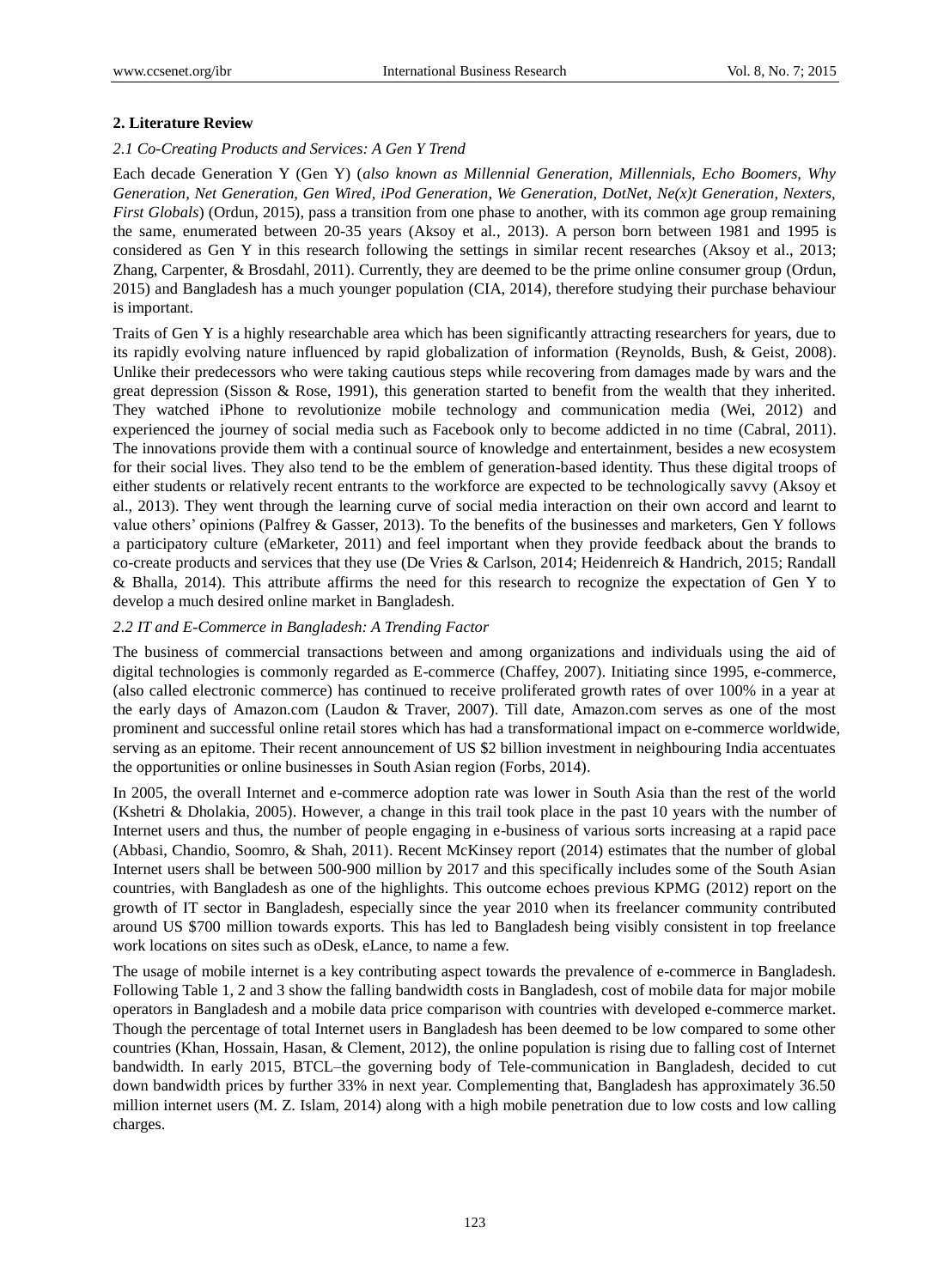## 2. Literature Review

### 2.1 Co-Creating Products and Services: A Gen Y Trend

Each decade Generation Y (Gen Y) (*also known as Millennial Generation, Millennials, Echo Boomers, Why Generation, Net Generation, Gen Wired, iPod Generation, We Generation, DotNet, Ne(x)t Generation, Nexters, First Globals*) (Ordun, 2015), pass a transition from one phase to another, with its common age group remaining the same, enumerated between 20-35 years (Aksoy et al., 2013). A person born between 1981 and 1995 is considered as Gen Y in this research following the settings in similar recent researches (Aksoy et al., 2013; Zhang, Carpenter, & Brosdahl, 2011). Currently, they are deemed to be the prime online consumer group (Ordun, 2015) and Bangladesh has a much younger population (CIA, 2014), therefore studying their purchase behaviour is important.

Traits of Gen Y is a highly researchable area which has been significantly attracting researchers for years, due to its rapidly evolving nature influenced by rapid globalization of information (Reynolds, Bush, & Geist, 2008). Unlike their predecessors who were taking cautious steps while recovering from damages made by wars and the great depression (Sisson & Rose, 1991), this generation started to benefit from the wealth that they inherited. They watched iPhone to revolutionize mobile technology and communication media (Wei, 2012) and experienced the journey of social media such as Facebook only to become addicted in no time (Cabral, 2011). The innovations provide them with a continual source of knowledge and entertainment, besides a new ecosystem for their social lives. They also tend to be the emblem of generation-based identity. Thus these digital troops of either students or relatively recent entrants to the workforce are expected to be technologically savvy (Aksoy et al., 2013). They went through the learning curve of social media interaction on their own accord and learnt to value others' opinions (Palfrey & Gasser, 2013). To the benefits of the businesses and marketers, Gen Y follows a participatory culture (eMarketer, 2011) and feel important when they provide feedback about the brands to co-create products and services that they use (De Vries & Carlson, 2014; Heidenreich & Handrich, 2015; Randall & Bhalla, 2014). This attribute affirms the need for this research to recognize the expectation of Gen Y to develop a much desired online market in Bangladesh.

### 2.2 IT and E-Commerce in Bangladesh: A Trending Factor

The business of commercial transactions between and among organizations and individuals using the aid of digital technologies is commonly regarded as E-commerce (Chaffey, 2007). Initiating since 1995, e-commerce, (also called electronic commerce) has continued to receive proliferated growth rates of over 100% in a year at the early days of Amazon.com (Laudon & Traver, 2007). Till date, Amazon.com serves as one of the most prominent and successful online retail stores which has had a transformational impact on e-commerce worldwide, serving as an epitome. Their recent announcement of US $2 billion investment in neighbouring India accentuates the opportunities or online businesses in South Asian region (Forbs, 2014).

In 2005, the overall Internet and e-commerce adoption rate was lower in South Asia than the rest of the world (Kshetri & Dholakia, 2005). However, a change in this trail took place in the past 10 years with the number of Internet users and thus, the number of people engaging in e-business of various sorts increasing at a rapid pace (Abbasi, Chandio, Soomro, & Shah, 2011). Recent McKinsey report (2014) estimates that the number of global Internet users shall be between 500-900 million by 2017 and this specifically includes some of the South Asian countries, with Bangladesh as one of the highlights. This outcome echoes previous KPMG (2012) report on the growth of IT sector in Bangladesh, especially since the year 2010 when its freelancer community contributed around US $700 million towards exports. This has led to Bangladesh being visibly consistent in top freelance work locations on sites such as oDesk, eLance, to name a few.

The usage of mobile internet is a key contributing aspect towards the prevalence of e-commerce for Bangladesh. Following Table 1, 2 and 3 show the falling bandwidth costs in Bangladesh, cost of mobile data for major mobile operators in Bangladesh and a mobile data price comparison with countries with developed e-commerce market. Though the percentage of total Internet users in Bangladesh has been deemed to be low compared to some other countries (Khan, Hossain, Hasan, & Clement, 2012), the online population is rising due to falling cost of Internet bandwidth. In early 2015, BTCL–the governing body of Tele-communication in Bangladesh, decided to cut down bandwidth prices by further 33% in next year. Complementing that, Bangladesh has approximately 36.50 million internet users (M. Z. Islam, 2014) along with a high mobile penetration due to low costs and low calling charges.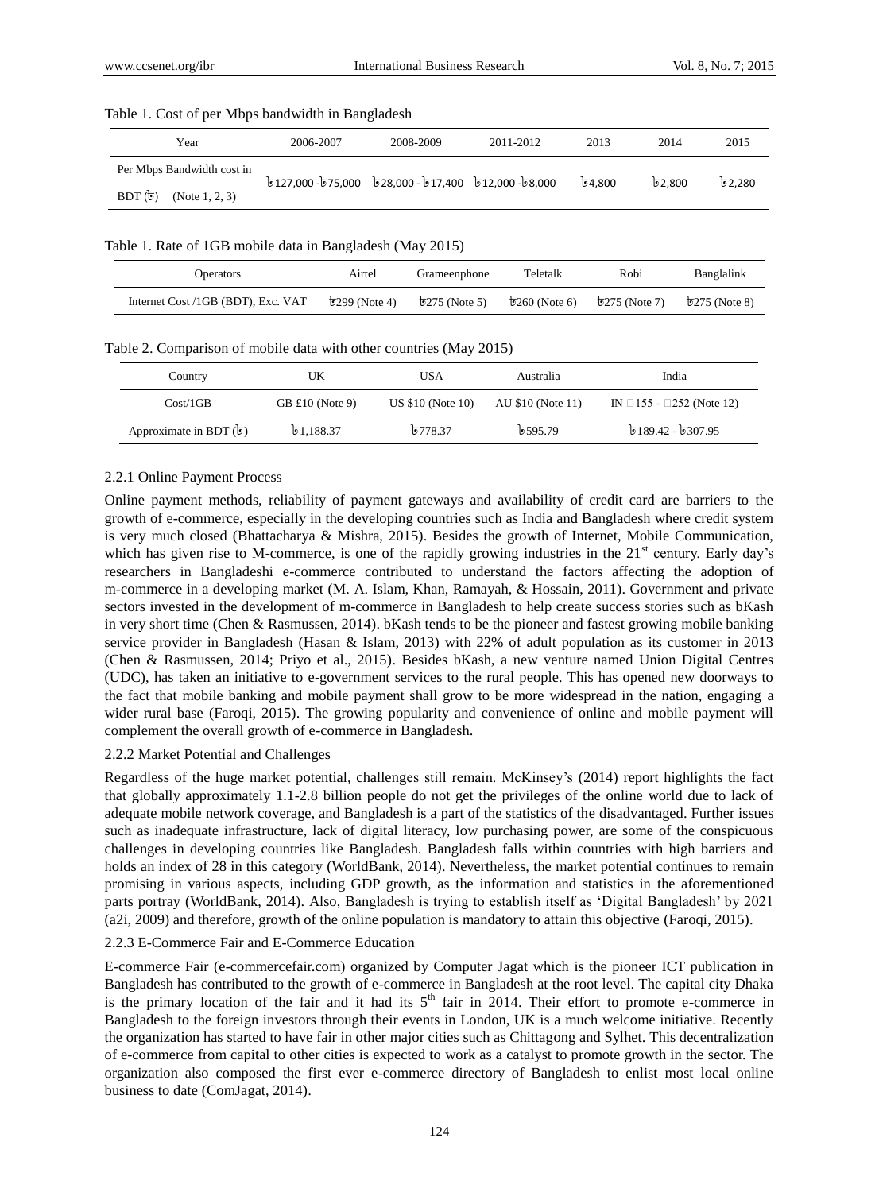Table 1. Cost of per Mbps bandwidth in Bangladesh

| Year | 2006-2007 | 2008-2009 | 2011-2012 | 2013 | 2014 | 2015 |
|---|---|---|---|---|---|---|
| Per Mbps Bandwidth cost in BDT (৳) (Note 1, 2, 3) | ৳127,000 -৳75,000 | ৳28,000 - ৳17,400 | ৳12,000 -৳8,000 | ৳4,800 | ৳2,800 | ৳2,280 |

Table 1. Rate of 1GB mobile data in Bangladesh (May 2015)

| Operators | Airtel | Grameenphone | Teletalk | Robi | Banglalink |
|---|---|---|---|---|---|
| Internet Cost /1GB (BDT), Exc. VAT | ৳299 (Note 4) | ৳275 (Note 5) | ৳260 (Note 6) | ৳275 (Note 7) | ৳275 (Note 8) |

Table 2. Comparison of mobile data with other countries (May 2015)

| Country | UK | USA | Australia | India |
|---|---|---|---|---|
| Cost/1GB | GB £10 (Note 9) | US $10 (Note 10) | AU $10 (Note 11) | IN 155 - 252 (Note 12) |
| Approximate in BDT (৳) | ৳1,188.37 | ৳778.37 | ৳595.79 | ৳189.42 - ৳307.95 |

2.2.1 Online Payment Process

Online payment methods, reliability of payment gateways and availability of credit card are barriers to the growth of e-commerce, especially in the developing countries such as India and Bangladesh where credit system is very much closed (Bhattacharya & Mishra, 2015). Besides the growth of Internet, Mobile Communication, which has given rise to M-commerce, is one of the rapidly growing industries in the 21st century. Early day's researchers in Bangladeshi e-commerce contributed to understand the factors affecting the adoption of m-commerce in a developing market (M. A. Islam, Khan, Ramayah, & Hossain, 2011). Government and private sectors invested in the development of m-commerce in Bangladesh to help create success stories such as bKash in very short time (Chen & Rasmussen, 2014). bKash tends to be the pioneer and fastest growing mobile banking service provider in Bangladesh (Hasan & Islam, 2013) with 22% of adult population as its customer in 2013 (Chen & Rasmussen, 2014; Priyo et al., 2015). Besides bKash, a new venture named Union Digital Centres (UDC), has taken an initiative to e-government services to the rural people. This has opened new doorways to the fact that mobile banking and mobile payment shall grow to be more widespread in the nation, engaging a wider rural base (Faroqi, 2015). The growing popularity and convenience of online and mobile payment will complement the overall growth of e-commerce in Bangladesh.

2.2.2 Market Potential and Challenges

Regardless of the huge market potential, challenges still remain. McKinsey's (2014) report highlights the fact that globally approximately 1.1-2.8 billion people do not get the privileges of the online world due to lack of adequate mobile network coverage, and Bangladesh is a part of the statistics of the disadvantaged. Further issues such as inadequate infrastructure, lack of digital literacy, low purchasing power, are some of the conspicuous challenges in developing countries like Bangladesh. Bangladesh falls within countries with high barriers and holds an index of 28 in this category (WorldBank, 2014). Nevertheless, the market potential continues to remain promising in various aspects, including GDP growth, as the information and statistics in the aforementioned parts portray (WorldBank, 2014). Also, Bangladesh is trying to establish itself as 'Digital Bangladesh' by 2021 (a2i, 2009) and therefore, growth of the online population is mandatory to attain this objective (Faroqi, 2015).

2.2.3 E-Commerce Fair and E-Commerce Education

E-commerce Fair (e-commercefair.com) organized by Computer Jagat which is the pioneer ICT publication in Bangladesh has contributed to the growth of e-commerce in Bangladesh at the root level. The capital city Dhaka is the primary location of the fair and it had its 5th fair in 2014. Their effort to promote e-commerce in Bangladesh to the foreign investors through their events in London, UK is a much welcome initiative. Recently the organization has started to have fair in other major cities such as Chittagong and Sylhet. This decentralization of e-commerce from capital to other cities is expected to work as a catalyst to promote growth in the sector. The organization also composed the first ever e-commerce directory of Bangladesh to enlist most local online business to date (ComJagat, 2014).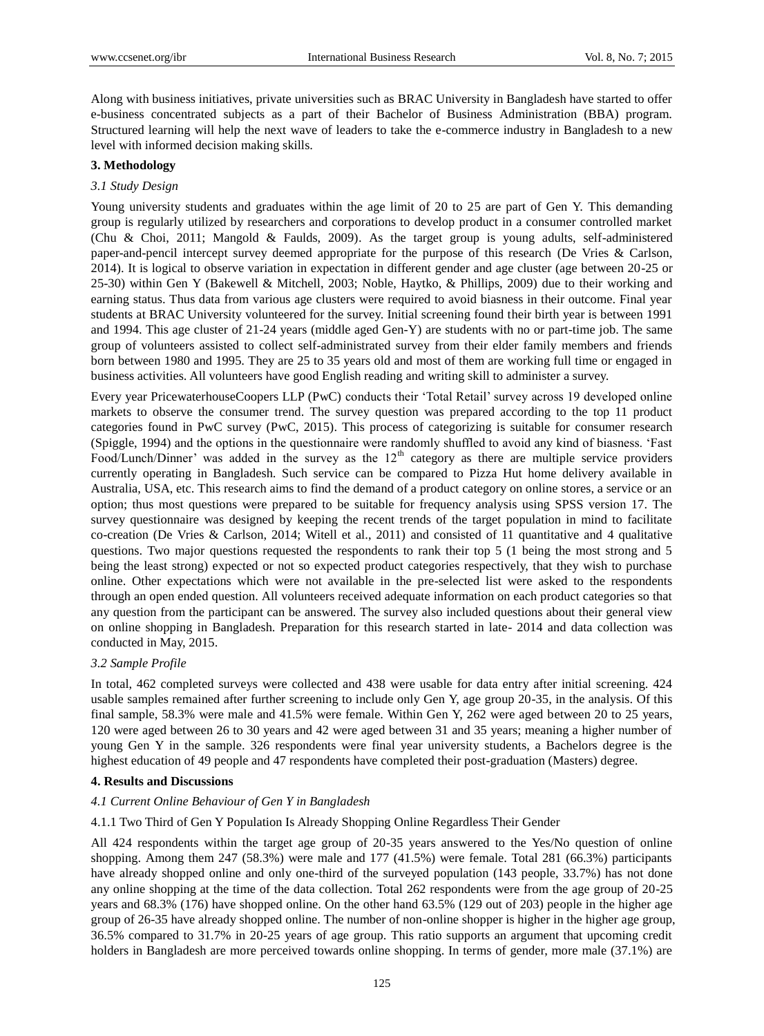Along with business initiatives, private universities such as BRAC University in Bangladesh have started to offer e-business concentrated subjects as a part of their Bachelor of Business Administration (BBA) program. Structured learning will help the next wave of leaders to take the e-commerce industry in Bangladesh to a new level with informed decision making skills.

## 3. Methodology

### *3.1 Study Design*

Young university students and graduates within the age limit of 20 to 25 are part of Gen Y. This demanding group is regularly utilized by researchers and corporations to develop product in a consumer controlled market (Chu & Choi, 2011; Mangold & Faulds, 2009). As the target group is young adults, self-administered paper-and-pencil intercept survey deemed appropriate for the purpose of this research (De Vries & Carlson, 2014). It is logical to observe variation in expectation in different gender and age cluster (age between 20-25 or 25-30) within Gen Y (Bakewell & Mitchell, 2003; Noble, Haytko, & Phillips, 2009) due to their working and earning status. Thus data from various age clusters were required to avoid biasness in their outcome. Final year students at BRAC University volunteered for the survey. Initial screening found their birth year is between 1991 and 1994. This age cluster of 21-24 years (middle aged Gen-Y) are students with no or part-time job. The same group of volunteers assisted to collect self-administrated survey from their elder family members and friends born between 1980 and 1995. They are 25 to 35 years old and most of them are working full time or engaged in business activities. All volunteers have good English reading and writing skill to administer a survey.

Every year PricewaterhouseCoopers LLP (PwC) conducts their 'Total Retail' survey across 19 developed online markets to observe the consumer trend. The survey question was prepared according to the top 11 product categories found in PwC survey (PwC, 2015). This process of categorizing is suitable for consumer research (Spiggle, 1994) and the options in the questionnaire were randomly shuffled to avoid any kind of biasness. 'Fast Food/Lunch/Dinner' was added in the survey as the 12th category as there are multiple service providers currently operating in Bangladesh. Such service can be compared to Pizza Hut home delivery available in Australia, USA, etc. This research aims to find the demand of a product category on online stores, a service or an option; thus most questions were prepared to be suitable for frequency analysis using SPSS version 17. The survey questionnaire was designed by keeping the recent trends of the target population in mind to facilitate co-creation (De Vries & Carlson, 2014; Witell et al., 2011) and consisted of 11 quantitative and 4 qualitative questions. Two major questions requested the respondents to rank their top 5 (1 being the most strong and 5 being the least strong) expected or not so expected product categories respectively, that they wish to purchase online. Other expectations which were not available in the pre-selected list were asked to the respondents through an open ended question. All volunteers received adequate information on each product categories so that any question from the participant can be answered. The survey also included questions about their general view on online shopping in Bangladesh. Preparation for this research started in late- 2014 and data collection was conducted in May, 2015.

### *3.2 Sample Profile*

In total, 462 completed surveys were collected and 438 were usable for data entry after initial screening. 424 usable samples remained after further screening to include only Gen Y, age group 20-35, in the analysis. Of this final sample, 58.3% were male and 41.5% were female. Within Gen Y, 262 were aged between 20 to 25 years, 120 were aged between 26 to 30 years and 42 were aged between 31 and 35 years; meaning a higher number of young Gen Y in the sample. 326 respondents were final year university students, a Bachelors degree is the highest education of 49 people and 47 respondents have completed their post-graduation (Masters) degree.

## 4. Results and Discussions

### *4.1 Current Online Behaviour of Gen Y in Bangladesh*

#### 4.1.1 Two Third of Gen Y Population Is Already Shopping Online Regardless Their Gender

All 424 respondents within the target age group of 20-35 years answered to the Yes/No question of online shopping. Among them 247 (58.3%) were male and 177 (41.5%) were female. Total 281 (66.3%) participants have already shopped online and only one-third of the surveyed population (143 people, 33.7%) has not done any online shopping at the time of the data collection. Total 262 respondents were from the age group of 20-25 years and 68.3% (176) have shopped online. On the other hand 63.5% (129 out of 203) people in the higher age group of 26-35 have already shopped online. The number of non-online shopper is higher in the higher age group, 36.5% compared to 31.7% in 20-25 years of age group. This ratio supports an argument that upcoming credit holders in Bangladesh are more perceived towards online shopping. In terms of gender, more male (37.1%) are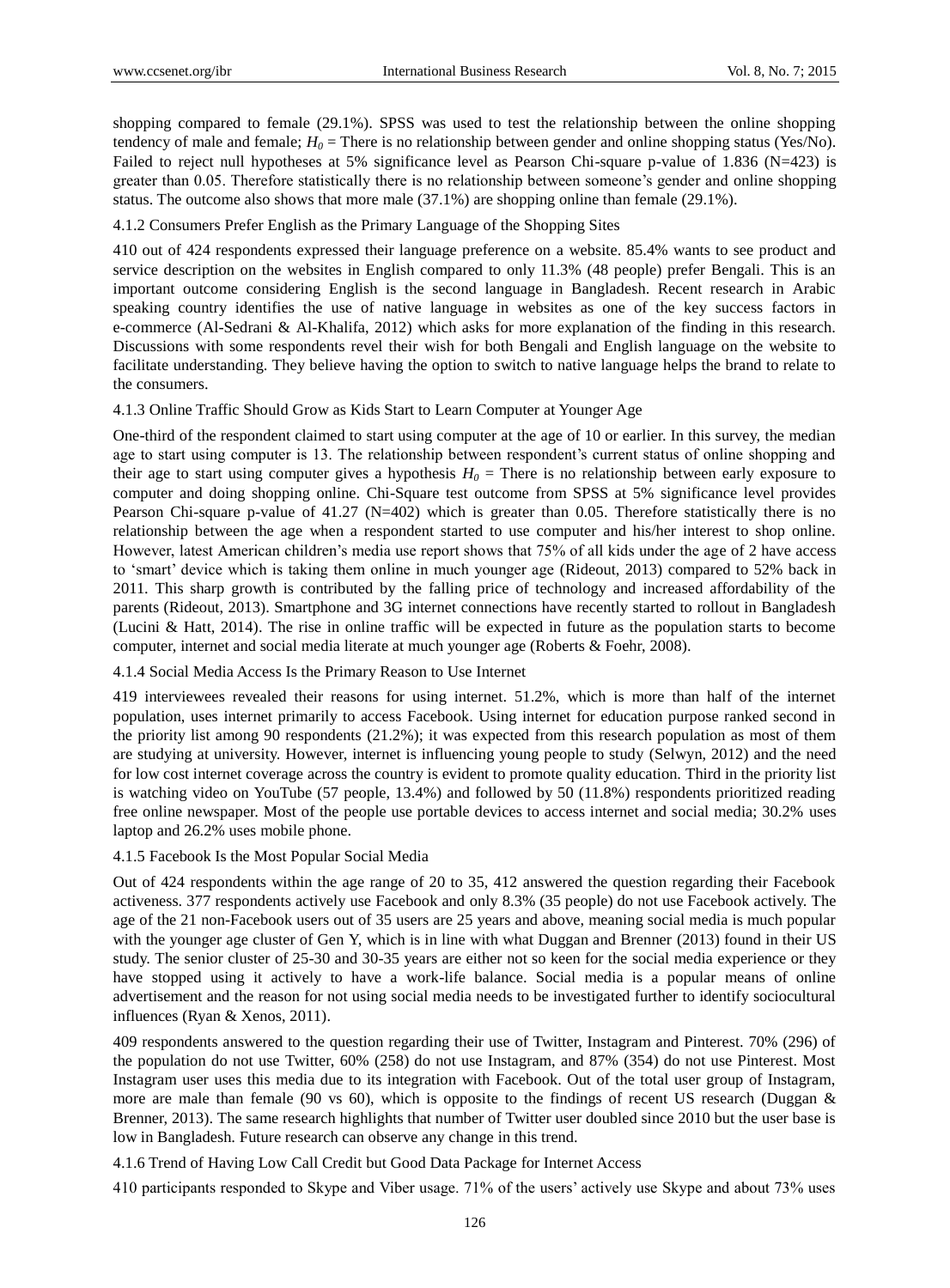shopping compared to female (29.1%). SPSS was used to test the relationship between the online shopping tendency of male and female; $H_0$ = There is no relationship between gender and online shopping status (Yes/No). Failed to reject null hypotheses at 5% significance level as Pearson Chi-square p-value of 1.836 (N=423) is greater than 0.05. Therefore statistically there is no relationship between someone's gender and online shopping status. The outcome also shows that more male (37.1%) are shopping online than female (29.1%).

#### 4.1.2 Consumers Prefer English as the Primary Language of the Shopping Sites

410 out of 424 respondents expressed their language preference on a website. 85.4% wants to see product and service description on the websites in English compared to only 11.3% (48 people) prefer Bengali. This is an important outcome considering English is the second language in Bangladesh. Recent research in Arabic speaking country identifies the use of native language in websites as one of the key success factors in e-commerce (Al-Sedrani & Al-Khalifa, 2012) which asks for more explanation of the finding in this research. Discussions with some respondents revel their wish for both Bengali and English language on the website to facilitate understanding. They believe having the option to switch to native language helps the brand to relate to the consumers.

#### 4.1.3 Online Traffic Should Grow as Kids Start to Learn Computer at Younger Age

One-third of the respondent claimed to start using computer at the age of 10 or earlier. In this survey, the median age to start using computer is 13. The relationship between respondent's current status of online shopping and their age to start using computer gives a hypothesis $H_0$ = There is no relationship between early exposure to computer and doing shopping online. Chi-Square test outcome from SPSS at 5% significance level provides Pearson Chi-square p-value of 41.27 (N=402) which is greater than 0.05. Therefore statistically there is no relationship between the age when a respondent started to use computer and his/her interest to shop online. However, latest American children's media use report shows that 75% of all kids under the age of 2 have access to 'smart' device which is taking them online in much younger age (Rideout, 2013) compared to 52% back in 2011. This sharp growth is contributed by the falling price of technology and increased affordability of the parents (Rideout, 2013). Smartphone and 3G internet connections have recently started to rollout in Bangladesh (Lucini & Hatt, 2014). The rise in online traffic will be expected in future as the population starts to become computer, internet and social media literate at much younger age (Roberts & Foehr, 2008).

#### 4.1.4 Social Media Access Is the Primary Reason to Use Internet

419 interviewees revealed their reasons for using internet. 51.2%, which is more than half of the internet population, uses internet primarily to access Facebook. Using internet for education purpose ranked second in the priority list among 90 respondents (21.2%); it was expected from this research population as most of them are studying at university. However, internet is influencing young people to study (Selwyn, 2012) and the need for low cost internet coverage across the country is evident to promote quality education. Third in the priority list is watching video on YouTube (57 people, 13.4%) and followed by 50 (11.8%) respondents prioritized reading free online newspaper. Most of the people use portable devices to access internet and social media; 30.2% uses laptop and 26.2% uses mobile phone.

#### 4.1.5 Facebook Is the Most Popular Social Media

Out of 424 respondents within the age range of 20 to 35, 412 answered the question regarding their Facebook activeness. 377 respondents actively use Facebook and only 8.3% (35 people) do not use Facebook actively. The age of the 21 non-Facebook users out of 35 users are 25 years and above, meaning social media is much popular with the younger age cluster of Gen Y, which is in line with what Duggan and Brenner (2013) found in their US study. The senior cluster of 25-30 and 30-35 years are either not so keen for the social media experience or they have stopped using it actively to have a work-life balance. Social media is a popular means of online advertisement and the reason for not using social media needs to be investigated further to identify sociocultural influences (Ryan & Xenos, 2011).

409 respondents answered to the question regarding their use of Twitter, Instagram and Pinterest. 70% (296) of the population do not use Twitter, 60% (258) do not use Instagram, and 87% (354) do not use Pinterest. Most Instagram user uses this media due to its integration with Facebook. Out of the total user group of Instagram, more are male than female (90 vs 60), which is opposite to the findings of recent US research (Duggan & Brenner, 2013). The same research highlights that number of Twitter user doubled since 2010 but the user base is low in Bangladesh. Future research can observe any change in this trend.

#### 4.1.6 Trend of Having Low Call Credit but Good Data Package for Internet Access

410 participants responded to Skype and Viber usage. 71% of the users' actively use Skype and about 73% uses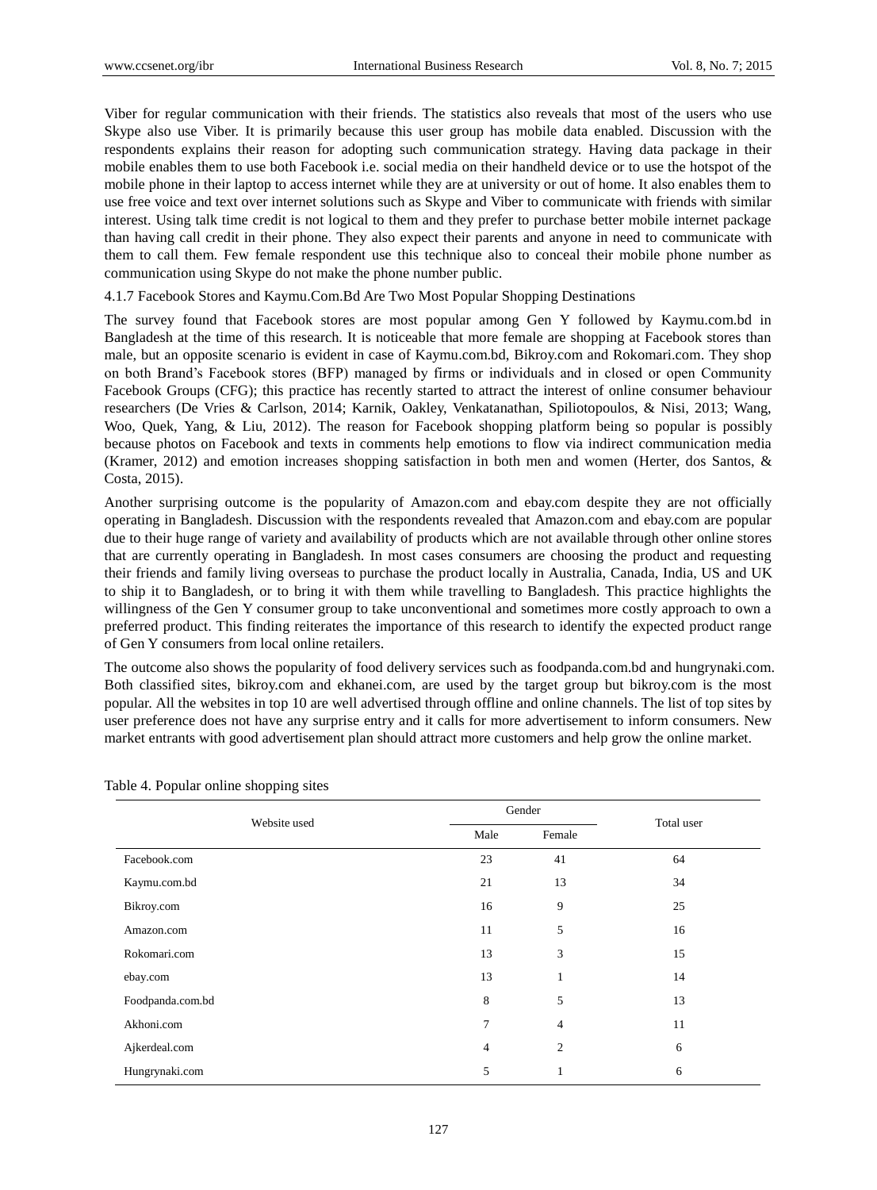Viber for regular communication with their friends. The statistics also reveals that most of the users who use Skype also use Viber. It is primarily because this user group has mobile data enabled. Discussion with the respondents explains their reason for adopting such communication strategy. Having data package in their mobile enables them to use both Facebook i.e. social media on their handheld device or to use the hotspot of the mobile phone in their laptop to access internet while they are at university or out of home. It also enables them to use free voice and text over internet solutions such as Skype and Viber to communicate with friends with similar interest. Using talk time credit is not logical to them and they prefer to purchase better mobile internet package than having call credit in their phone. They also expect their parents and anyone in need to communicate with them to call them. Few female respondent use this technique also to conceal their mobile phone number as communication using Skype do not make the phone number public.

#### 4.1.7 Facebook Stores and Kaymu.Com.Bd Are Two Most Popular Shopping Destinations

The survey found that Facebook stores are most popular among Gen Y followed by Kaymu.com.bd in Bangladesh at the time of this research. It is noticeable that more female are shopping at Facebook stores than male, but an opposite scenario is evident in case of Kaymu.com.bd, Bikroy.com and Rokomari.com. They shop on both Brand's Facebook stores (BFP) managed by firms or individuals and in closed or open Community Facebook Groups (CFG); this practice has recently started to attract the interest of online consumer behaviour researchers (De Vries & Carlson, 2014; Karnik, Oakley, Venkatanathan, Spiliotopoulos, & Nisi, 2013; Wang, Woo, Quek, Yang, & Liu, 2012). The reason for Facebook shopping platform being so popular is possibly because photos on Facebook and texts in comments help emotions to flow via indirect communication media (Kramer, 2012) and emotion increases shopping satisfaction in both men and women (Herter, dos Santos, & Costa, 2015).

Another surprising outcome is the popularity of Amazon.com and ebay.com despite they are not officially operating in Bangladesh. Discussion with the respondents revealed that Amazon.com and ebay.com are popular due to their huge range of variety and availability of products which are not available through other online stores that are currently operating in Bangladesh. In most cases consumers are choosing the product and requesting their friends and family living overseas to purchase the product locally in Australia, Canada, India, US and UK to ship it to Bangladesh, or to bring it with them while travelling to Bangladesh. This practice highlights the willingness of the Gen Y consumer group to take unconventional and sometimes more costly approach to own a preferred product. This finding reiterates the importance of this research to identify the expected product range of Gen Y consumers from local online retailers.

The outcome also shows the popularity of food delivery services such as foodpanda.com.bd and hungrynaki.com. Both classified sites, bikroy.com and ekhanei.com, are used by the target group but bikroy.com is the most popular. All the websites in top 10 are well advertised through offline and online channels. The list of top sites by user preference does not have any surprise entry and it calls for more advertisement to inform consumers. New market entrants with good advertisement plan should attract more customers and help grow the online market.

Table 4. Popular online shopping sites

| Website used | Gender | | Total user |
|---|---|---|---|
| | Male | Female | |
| Facebook.com | 23 | 41 | 64 |
| Kaymu.com.bd | 21 | 13 | 34 |
| Bikroy.com | 16 | 9 | 25 |
| Amazon.com | 11 | 5 | 16 |
| Rokomari.com | 13 | 3 | 15 |
| ebay.com | 13 | 1 | 14 |
| Foodpanda.com.bd | 8 | 5 | 13 |
| Akhoni.com | 7 | 4 | 11 |
| Ajkerdeal.com | 4 | 2 | 6 |
| Hungrynaki.com | 5 | 1 | 6 |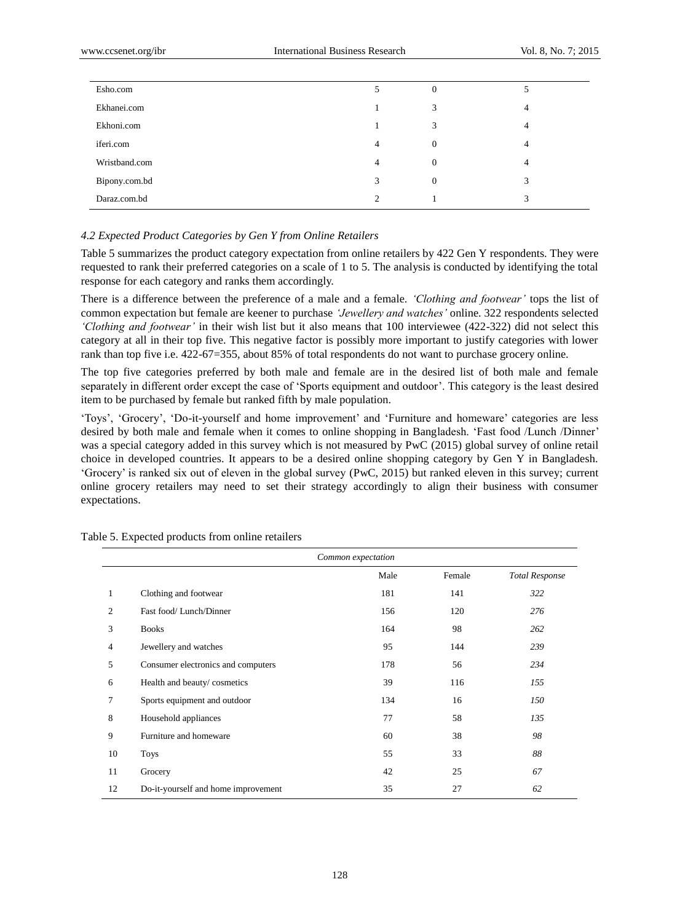| | | | |
|---|---|---|---|
| Esho.com | 5 | 0 | 5 |
| Ekhanei.com | 1 | 3 | 4 |
| Ekhoni.com | 1 | 3 | 4 |
| iferi.com | 4 | 0 | 4 |
| Wristband.com | 4 | 0 | 4 |
| Bipony.com.bd | 3 | 0 | 3 |
| Daraz.com.bd | 2 | 1 | 3 |

### *4.2 Expected Product Categories by Gen Y from Online Retailers*

Table 5 summarizes the product category expectation from online retailers by 422 Gen Y respondents. They were requested to rank their preferred categories on a scale of 1 to 5. The analysis is conducted by identifying the total response for each category and ranks them accordingly.

There is a difference between the preference of a male and a female. *'Clothing and footwear'* tops the list of common expectation but female are keener to purchase *'Jewellery and watches'* online. 322 respondents selected *'Clothing and footwear'* in their wish list but it also means that 100 interviewee (422-322) did not select this category at all in their top five. This negative factor is possibly more important to justify categories with lower rank than top five i.e. 422-67=355, about 85% of total respondents do not want to purchase grocery online.

The top five categories preferred by both male and female are in the desired list of both male and female separately in different order except the case of 'Sports equipment and outdoor'. This category is the least desired item to be purchased by female but ranked fifth by male population.

'Toys', 'Grocery', 'Do-it-yourself and home improvement' and 'Furniture and homeware' categories are less desired by both male and female when it comes to online shopping in Bangladesh. 'Fast food /Lunch /Dinner' was a special category added in this survey which is not measured by PwC (2015) global survey of online retail choice in developed countries. It appears to be a desired online shopping category by Gen Y in Bangladesh. 'Grocery' is ranked six out of eleven in the global survey (PwC, 2015) but ranked eleven in this survey; current online grocery retailers may need to set their strategy accordingly to align their business with consumer expectations.

Table 5. Expected products from online retailers

| | *Common expectation* | | | |
|---|---|---|---|---|
| | | Male | Female | *Total Response* |
| 1 | Clothing and footwear | 181 | 141 | *322* |
| 2 | Fast food/ Lunch/Dinner | 156 | 120 | *276* |
| 3 | Books | 164 | 98 | *262* |
| 4 | Jewellery and watches | 95 | 144 | *239* |
| 5 | Consumer electronics and computers | 178 | 56 | *234* |
| 6 | Health and beauty/ cosmetics | 39 | 116 | *155* |
| 7 | Sports equipment and outdoor | 134 | 16 | *150* |
| 8 | Household appliances | 77 | 58 | *135* |
| 9 | Furniture and homeware | 60 | 38 | *98* |
| 10 | Toys | 55 | 33 | *88* |
| 11 | Grocery | 42 | 25 | *67* |
| 12 | Do-it-yourself and home improvement | 35 | 27 | *62* |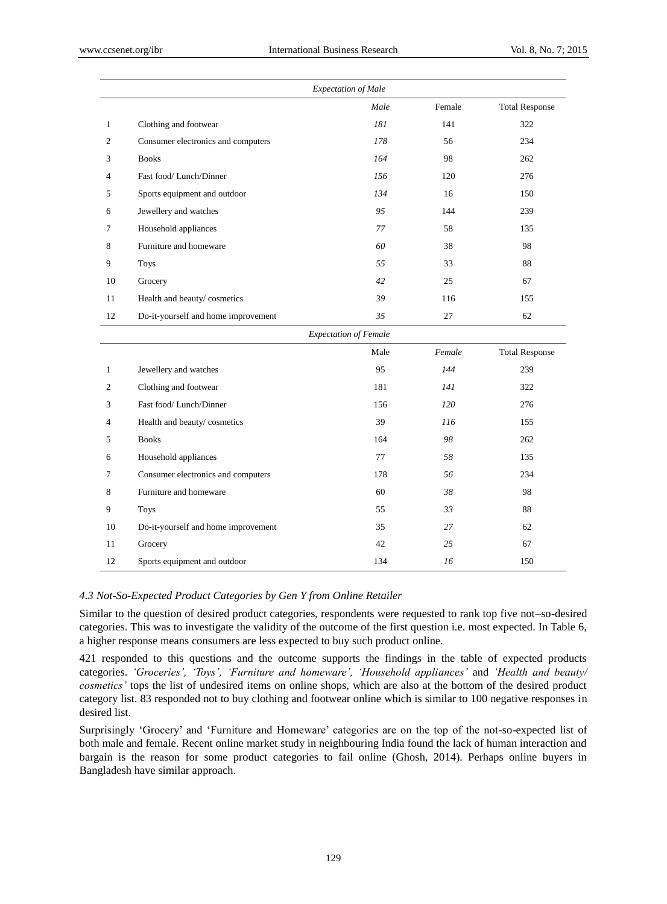| | *Expectation of Male* | | | |
|---|---|---|---|---|
| | | *Male* | Female | Total Response |
| 1 | Clothing and footwear | *181* | 141 | 322 |
| 2 | Consumer electronics and computers | *178* | 56 | 234 |
| 3 | Books | *164* | 98 | 262 |
| 4 | Fast food/ Lunch/Dinner | *156* | 120 | 276 |
| 5 | Sports equipment and outdoor | *134* | 16 | 150 |
| 6 | Jewellery and watches | *95* | 144 | 239 |
| 7 | Household appliances | *77* | 58 | 135 |
| 8 | Furniture and homeware | *60* | 38 | 98 |
| 9 | Toys | *55* | 33 | 88 |
| 10 | Grocery | *42* | 25 | 67 |
| 11 | Health and beauty/ cosmetics | *39* | 116 | 155 |
| 12 | Do-it-yourself and home improvement | *35* | 27 | 62 |
| | *Expectation of Female* | | | |
| | | Male | *Female* | Total Response |
| 1 | Jewellery and watches | 95 | *144* | 239 |
| 2 | Clothing and footwear | 181 | *141* | 322 |
| 3 | Fast food/ Lunch/Dinner | 156 | *120* | 276 |
| 4 | Health and beauty/ cosmetics | 39 | *116* | 155 |
| 5 | Books | 164 | *98* | 262 |
| 6 | Household appliances | 77 | *58* | 135 |
| 7 | Consumer electronics and computers | 178 | *56* | 234 |
| 8 | Furniture and homeware | 60 | *38* | 98 |
| 9 | Toys | 55 | *33* | 88 |
| 10 | Do-it-yourself and home improvement | 35 | *27* | 62 |
| 11 | Grocery | 42 | *25* | 67 |
| 12 | Sports equipment and outdoor | 134 | *16* | 150 |

### *4.3 Not-So-Expected Product Categories by Gen Y from Online Retailer*

Similar to the question of desired product categories, respondents were requested to rank top five not–so-desired categories. This was to investigate the validity of the outcome of the first question i.e. most expected. In Table 6, a higher response means consumers are less expected to buy such product online.

421 responded to this questions and the outcome supports the findings in the table of expected products categories. *'Groceries', 'Toys', 'Furniture and homeware', 'Household appliances'* and *'Health and beauty/ cosmetics'* tops the list of undesired items on online shops, which are also at the bottom of the desired product category list. 83 responded not to buy clothing and footwear online which is similar to 100 negative responses in desired list.

Surprisingly 'Grocery' and 'Furniture and Homeware' categories are on the top of the not-so-expected list of both male and female. Recent online market study in neighbouring India found the lack of human interaction and bargain is the reason for some product categories to fail online (Ghosh, 2014). Perhaps online buyers in Bangladesh have similar approach.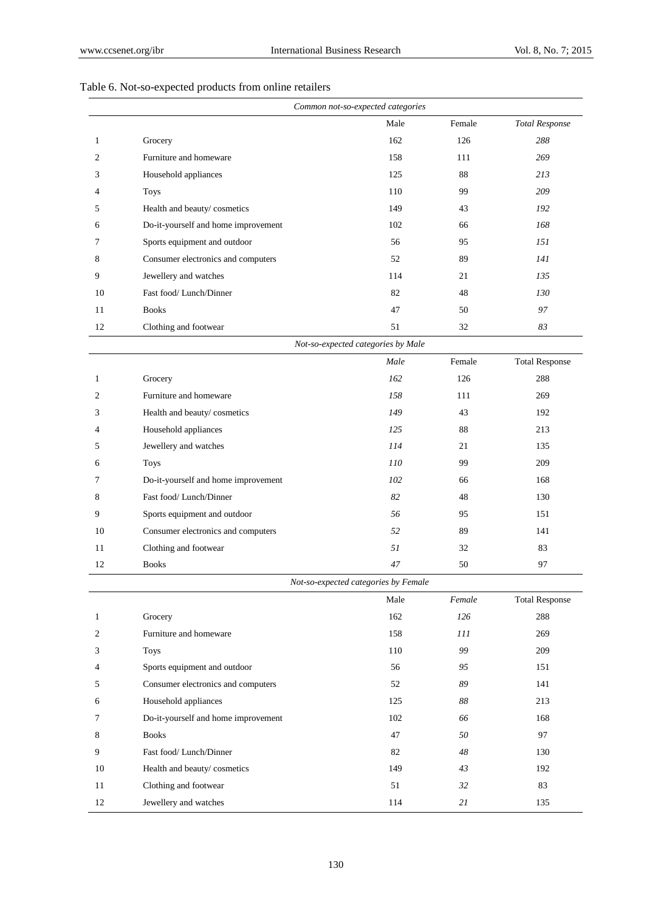Table 6. Not-so-expected products from online retailers

| | *Common not-so-expected categories* | | | |
|---|---|---|---|---|
| | | Male | Female | *Total Response* |
| 1 | Grocery | 162 | 126 | *288* |
| 2 | Furniture and homeware | 158 | 111 | *269* |
| 3 | Household appliances | 125 | 88 | *213* |
| 4 | Toys | 110 | 99 | *209* |
| 5 | Health and beauty/ cosmetics | 149 | 43 | *192* |
| 6 | Do-it-yourself and home improvement | 102 | 66 | *168* |
| 7 | Sports equipment and outdoor | 56 | 95 | *151* |
| 8 | Consumer electronics and computers | 52 | 89 | *141* |
| 9 | Jewellery and watches | 114 | 21 | *135* |
| 10 | Fast food/ Lunch/Dinner | 82 | 48 | *130* |
| 11 | Books | 47 | 50 | *97* |
| 12 | Clothing and footwear | 51 | 32 | *83* |
| | *Not-so-expected categories by Male* | | | |
| | | *Male* | Female | Total Response |
| 1 | Grocery | *162* | 126 | 288 |
| 2 | Furniture and homeware | *158* | 111 | 269 |
| 3 | Health and beauty/ cosmetics | *149* | 43 | 192 |
| 4 | Household appliances | *125* | 88 | 213 |
| 5 | Jewellery and watches | *114* | 21 | 135 |
| 6 | Toys | *110* | 99 | 209 |
| 7 | Do-it-yourself and home improvement | *102* | 66 | 168 |
| 8 | Fast food/ Lunch/Dinner | *82* | 48 | 130 |
| 9 | Sports equipment and outdoor | *56* | 95 | 151 |
| 10 | Consumer electronics and computers | *52* | 89 | 141 |
| 11 | Clothing and footwear | *51* | 32 | 83 |
| 12 | Books | *47* | 50 | 97 |
| | *Not-so-expected categories by Female* | | | |
| | | Male | *Female* | Total Response |
| 1 | Grocery | 162 | *126* | 288 |
| 2 | Furniture and homeware | 158 | *111* | 269 |
| 3 | Toys | 110 | *99* | 209 |
| 4 | Sports equipment and outdoor | 56 | *95* | 151 |
| 5 | Consumer electronics and computers | 52 | *89* | 141 |
| 6 | Household appliances | 125 | *88* | 213 |
| 7 | Do-it-yourself and home improvement | 102 | *66* | 168 |
| 8 | Books | 47 | *50* | 97 |
| 9 | Fast food/ Lunch/Dinner | 82 | *48* | 130 |
| 10 | Health and beauty/ cosmetics | 149 | *43* | 192 |
| 11 | Clothing and footwear | 51 | *32* | 83 |
| 12 | Jewellery and watches | 114 | *21* | 135 |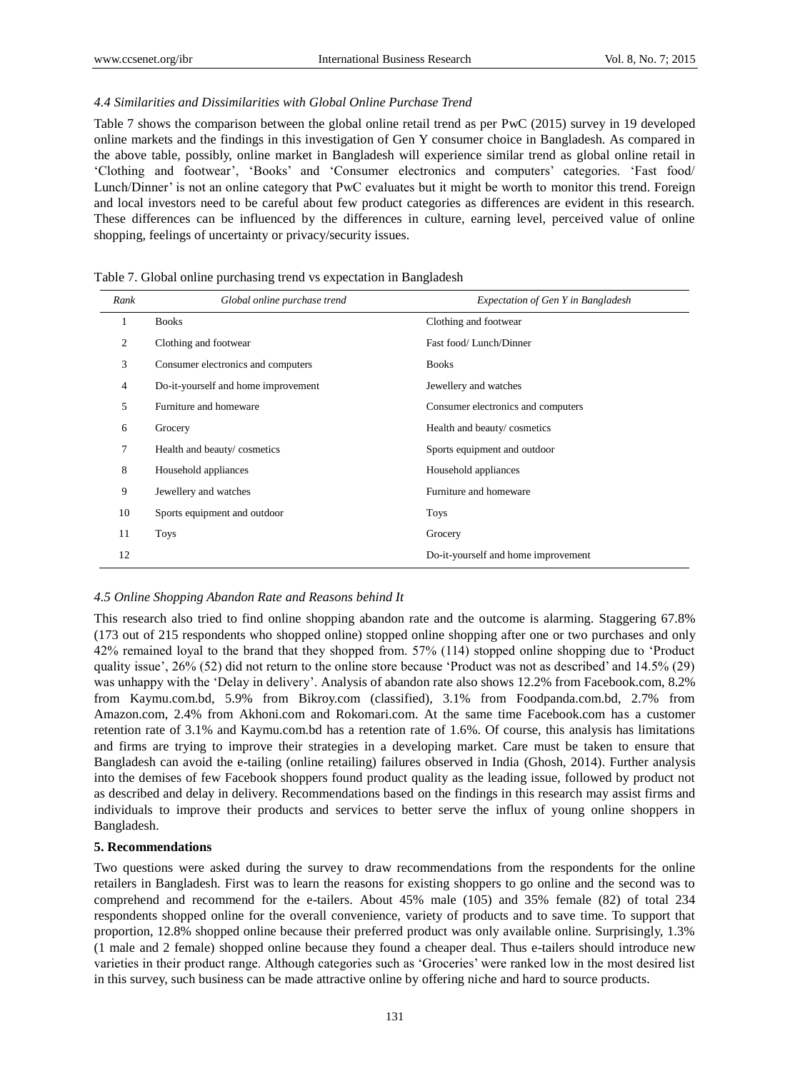### *4.4 Similarities and Dissimilarities with Global Online Purchase Trend*

Table 7 shows the comparison between the global online retail trend as per PwC (2015) survey in 19 developed online markets and the findings in this investigation of Gen Y consumer choice in Bangladesh. As compared in the above table, possibly, online market in Bangladesh will experience similar trend as global online retail in 'Clothing and footwear', 'Books' and 'Consumer electronics and computers' categories. 'Fast food/ Lunch/Dinner' is not an online category that PwC evaluates but it might be worth to monitor this trend. Foreign and local investors need to be careful about few product categories as differences are evident in this research. These differences can be influenced by the differences in culture, earning level, perceived value of online shopping, feelings of uncertainty or privacy/security issues.

Table 7. Global online purchasing trend vs expectation in Bangladesh

| *Rank* | *Global online purchase trend* | *Expectation of Gen Y in Bangladesh* |
|---|---|---|
| 1 | Books | Clothing and footwear |
| 2 | Clothing and footwear | Fast food/ Lunch/Dinner |
| 3 | Consumer electronics and computers | Books |
| 4 | Do-it-yourself and home improvement | Jewellery and watches |
| 5 | Furniture and homeware | Consumer electronics and computers |
| 6 | Grocery | Health and beauty/ cosmetics |
| 7 | Health and beauty/ cosmetics | Sports equipment and outdoor |
| 8 | Household appliances | Household appliances |
| 9 | Jewellery and watches | Furniture and homeware |
| 10 | Sports equipment and outdoor | Toys |
| 11 | Toys | Grocery |
| 12 | | Do-it-yourself and home improvement |

### *4.5 Online Shopping Abandon Rate and Reasons behind It*

This research also tried to find online shopping abandon rate and the outcome is alarming. Staggering 67.8% (173 out of 215 respondents who shopped online) stopped online shopping after one or two purchases and only 42% remained loyal to the brand that they shopped from. 57% (114) stopped online shopping due to 'Product quality issue', 26% (52) did not return to the online store because 'Product was not as described' and 14.5% (29) was unhappy with the 'Delay in delivery'. Analysis of abandon rate also shows 12.2% from Facebook.com, 8.2% from Kaymu.com.bd, 5.9% from Bikroy.com (classified), 3.1% from Foodpanda.com.bd, 2.7% from Amazon.com, 2.4% from Akhoni.com and Rokomari.com. At the same time Facebook.com has a customer retention rate of 3.1% and Kaymu.com.bd has a retention rate of 1.6%. Of course, this analysis has limitations and firms are trying to improve their strategies in a developing market. Care must be taken to ensure that Bangladesh can avoid the e-tailing (online retailing) failures observed in India (Ghosh, 2014). Further analysis into the demises of few Facebook shoppers found product quality as the leading issue, followed by product not as described and delay in delivery. Recommendations based on the findings in this research may assist firms and individuals to improve their products and services to better serve the influx of young online shoppers in Bangladesh.

## 5. Recommendations

Two questions were asked during the survey to draw recommendations from the respondents for the online retailers in Bangladesh. First was to learn the reasons for existing shoppers to go online and the second was to comprehend and recommend for the e-tailers. About 45% male (105) and 35% female (82) of total 234 respondents shopped online for the overall convenience, variety of products and to save time. To support that proportion, 12.8% shopped online because their preferred product was only available online. Surprisingly, 1.3% (1 male and 2 female) shopped online because they found a cheaper deal. Thus e-tailers should introduce new varieties in their product range. Although categories such as 'Groceries' were ranked low in the most desired list in this survey, such business can be made attractive online by offering niche and hard to source products.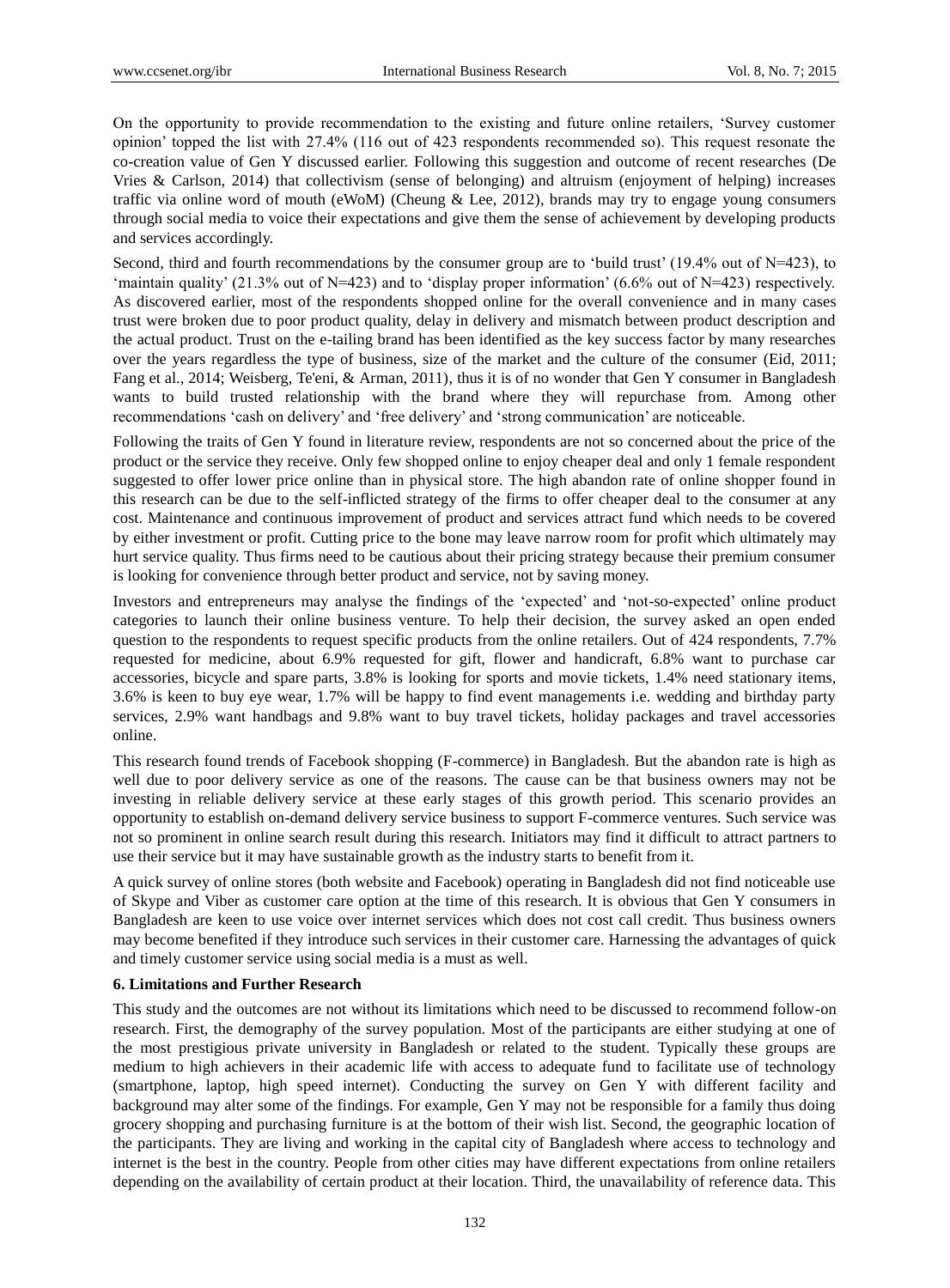On the opportunity to provide recommendation to the existing and future online retailers, 'Survey customer opinion' topped the list with 27.4% (116 out of 423 respondents recommended so). This request resonate the co-creation value of Gen Y discussed earlier. Following this suggestion and outcome of recent researches (De Vries & Carlson, 2014) that collectivism (sense of belonging) and altruism (enjoyment of helping) increases traffic via online word of mouth (eWoM) (Cheung & Lee, 2012), brands may try to engage young consumers through social media to voice their expectations and give them the sense of achievement by developing products and services accordingly.

Second, third and fourth recommendations by the consumer group are to 'build trust' (19.4% out of N=423), to 'maintain quality' (21.3% out of N=423) and to 'display proper information' (6.6% out of N=423) respectively. As discovered earlier, most of the respondents shopped online for the overall convenience and in many cases trust were broken due to poor product quality, delay in delivery and mismatch between product description and the actual product. Trust on the e-tailing brand has been identified as the key success factor by many researches over the years regardless the type of business, size of the market and the culture of the consumer (Eid, 2011; Fang et al., 2014; Weisberg, Te'eni, & Arman, 2011), thus it is of no wonder that Gen Y consumer in Bangladesh wants to build trusted relationship with the brand where they will repurchase from. Among other recommendations 'cash on delivery' and 'free delivery' and 'strong communication' are noticeable.

Following the traits of Gen Y found in literature review, respondents are not so concerned about the price of the product or the service they receive. Only few shopped online to enjoy cheaper deal and only 1 female respondent suggested to offer lower price online than in physical store. The high abandon rate of online shopper found in this research can be due to the self-inflicted strategy of the firms to offer cheaper deal to the consumer at any cost. Maintenance and continuous improvement of product and services attract fund which needs to be covered by either investment or profit. Cutting price to the bone may leave narrow room for profit which ultimately may hurt service quality. Thus firms need to be cautious about their pricing strategy because their premium consumer is looking for convenience through better product and service, not by saving money.

Investors and entrepreneurs may analyse the findings of the 'expected' and 'not-so-expected' online product categories to launch their online business venture. To help their decision, the survey asked an open ended question to the respondents to request specific products from the online retailers. Out of 424 respondents, 7.7% requested for medicine, about 6.9% requested for gift, flower and handicraft, 6.8% want to purchase car accessories, bicycle and spare parts, 3.8% is looking for sports and movie tickets, 1.4% need stationary items, 3.6% is keen to buy eye wear, 1.7% will be happy to find event managements i.e. wedding and birthday party services, 2.9% want handbags and 9.8% want to buy travel tickets, holiday packages and travel accessories online.

This research found trends of Facebook shopping (F-commerce) in Bangladesh. But the abandon rate is high as well due to poor delivery service as one of the reasons. The cause can be that business owners may not be investing in reliable delivery service at these early stages of this growth period. This scenario provides an opportunity to establish on-demand delivery service business to support F-commerce ventures. Such service was not so prominent in online search result during this research. Initiators may find it difficult to attract partners to use their service but it may have sustainable growth as the industry starts to benefit from it.

A quick survey of online stores (both website and Facebook) operating in Bangladesh did not find noticeable use of Skype and Viber as customer care option at the time of this research. It is obvious that Gen Y consumers in Bangladesh are keen to use voice over internet services which does not cost call credit. Thus business owners may become benefited if they introduce such services in their customer care. Harnessing the advantages of quick and timely customer service using social media is a must as well.

## 6. Limitations and Further Research

This study and the outcomes are not without its limitations which need to be discussed to recommend follow-on research. First, the demography of the survey population. Most of the participants are either studying at one of the most prestigious private university in Bangladesh or related to the student. Typically these groups are medium to high achievers in their academic life with access to adequate fund to facilitate use of technology (smartphone, laptop, high speed internet). Conducting the survey on Gen Y with different facility and background may alter some of the findings. For example, Gen Y may not be responsible for a family thus doing grocery shopping and purchasing furniture is at the bottom of their wish list. Second, the geographic location of the participants. They are living and working in the capital city of Bangladesh where access to technology and internet is the best in the country. People from other cities may have different expectations from online retailers depending on the availability of certain product at their location. Third, the unavailability of reference data. This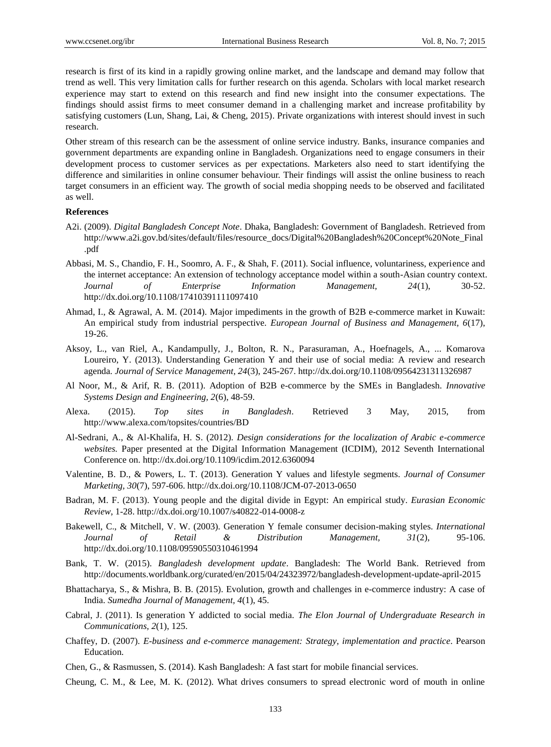research is first of its kind in a rapidly growing online market, and the landscape and demand may follow that trend as well. This very limitation calls for further research on this agenda. Scholars with local market research experience may start to extend on this research and find new insight into the consumer expectations. The findings should assist firms to meet consumer demand in a challenging market and increase profitability by satisfying customers (Lun, Shang, Lai, & Cheng, 2015). Private organizations with interest should invest in such research.

Other stream of this research can be the assessment of online service industry. Banks, insurance companies and government departments are expanding online in Bangladesh. Organizations need to engage consumers in their development process to customer services as per expectations. Marketers also need to start identifying the difference and similarities in online consumer behaviour. Their findings will assist the online business to reach target consumers in an efficient way. The growth of social media shopping needs to be observed and facilitated as well.

**References**

A2i. (2009). *Digital Bangladesh Concept Note*. Dhaka, Bangladesh: Government of Bangladesh. Retrieved from http://www.a2i.gov.bd/sites/default/files/resource_docs/Digital%20Bangladesh%20Concept%20Note_Final.pdf

Abbasi, M. S., Chandio, F. H., Soomro, A. F., & Shah, F. (2011). Social influence, voluntariness, experience and the internet acceptance: An extension of technology acceptance model within a south-Asian country context. *Journal of Enterprise Information Management, 24*(1), 30-52. http://dx.doi.org/10.1108/17410391111097410

Ahmad, I., & Agrawal, A. M. (2014). Major impediments in the growth of B2B e-commerce market in Kuwait: An empirical study from industrial perspective. *European Journal of Business and Management, 6*(17), 19-26.

Aksoy, L., van Riel, A., Kandampully, J., Bolton, R. N., Parasuraman, A., Hoefnagels, A., ... Komarova Loureiro, Y. (2013). Understanding Generation Y and their use of social media: A review and research agenda. *Journal of Service Management, 24*(3), 245-267. http://dx.doi.org/10.1108/09564231311326987

Al Noor, M., & Arif, R. B. (2011). Adoption of B2B e-commerce by the SMEs in Bangladesh. *Innovative Systems Design and Engineering, 2*(6), 48-59.

Alexa. (2015). *Top sites in Bangladesh*. Retrieved 3 May, 2015, from http://www.alexa.com/topsites/countries/BD

Al-Sedrani, A., & Al-Khalifa, H. S. (2012). *Design considerations for the localization of Arabic e-commerce websites.* Paper presented at the Digital Information Management (ICDIM), 2012 Seventh International Conference on. http://dx.doi.org/10.1109/icdim.2012.6360094

Valentine, B. D., & Powers, L. T. (2013). Generation Y values and lifestyle segments. *Journal of Consumer Marketing, 30*(7), 597-606. http://dx.doi.org/10.1108/JCM-07-2013-0650

Badran, M. F. (2013). Young people and the digital divide in Egypt: An empirical study. *Eurasian Economic Review*, 1-28. http://dx.doi.org/10.1007/s40822-014-0008-z

Bakewell, C., & Mitchell, V. W. (2003). Generation Y female consumer decision-making styles. *International Journal of Retail & Distribution Management, 31*(2), 95-106. http://dx.doi.org/10.1108/09590550310461994

Bank, T. W. (2015). *Bangladesh development update*. Bangladesh: The World Bank. Retrieved from http://documents.worldbank.org/curated/en/2015/04/24323972/bangladesh-development-update-april-2015

Bhattacharya, S., & Mishra, B. B. (2015). Evolution, growth and challenges in e-commerce industry: A case of India. *Sumedha Journal of Management, 4*(1), 45.

Cabral, J. (2011). Is generation Y addicted to social media. *The Elon Journal of Undergraduate Research in Communications, 2*(1), 125.

Chaffey, D. (2007). *E-business and e-commerce management: Strategy, implementation and practice*. Pearson Education.

Chen, G., & Rasmussen, S. (2014). Kash Bangladesh: A fast start for mobile financial services.

Cheung, C. M., & Lee, M. K. (2012). What drives consumers to spread electronic word of mouth in online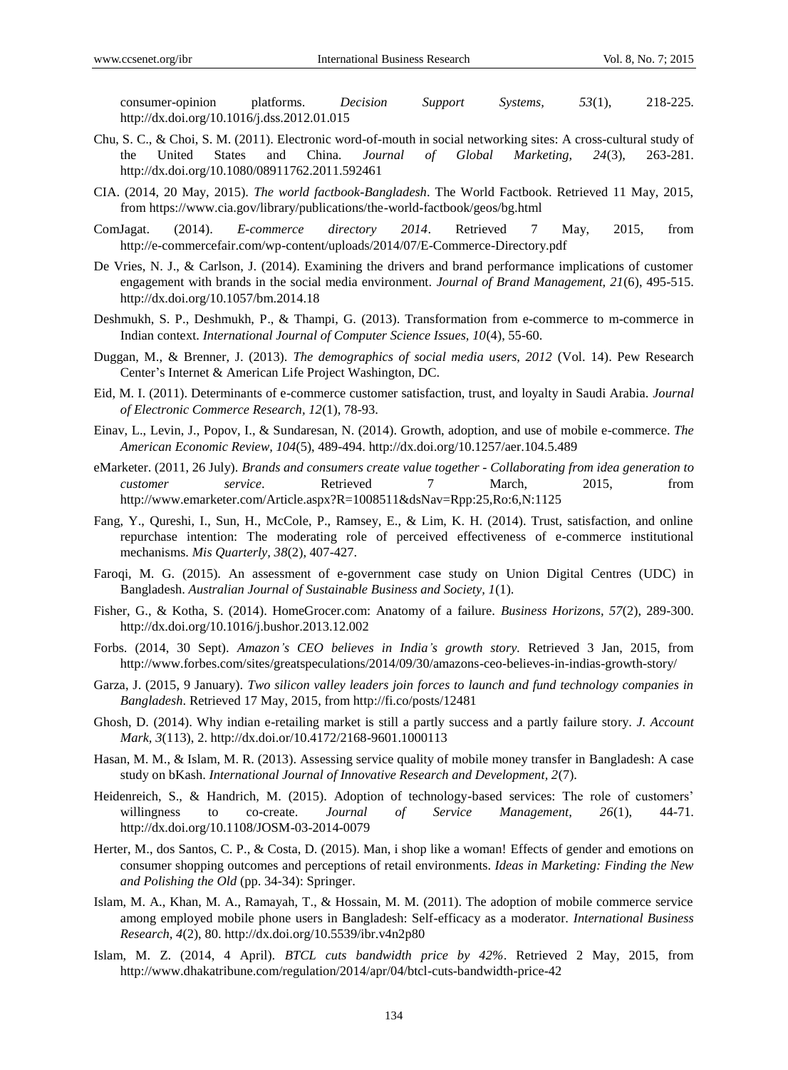consumer-opinion platforms. *Decision Support Systems, 53*(1), 218-225. http://dx.doi.org/10.1016/j.dss.2012.01.015

Chu, S. C., & Choi, S. M. (2011). Electronic word-of-mouth in social networking sites: A cross-cultural study of the United States and China. *Journal of Global Marketing, 24*(3), 263-281. http://dx.doi.org/10.1080/08911762.2011.592461

CIA. (2014, 20 May, 2015). *The world factbook-Bangladesh*. The World Factbook. Retrieved 11 May, 2015, from https://www.cia.gov/library/publications/the-world-factbook/geos/bg.html

ComJagat. (2014). *E-commerce directory 2014*. Retrieved 7 May, 2015, from http://e-commercefair.com/wp-content/uploads/2014/07/E-Commerce-Directory.pdf

De Vries, N. J., & Carlson, J. (2014). Examining the drivers and brand performance implications of customer engagement with brands in the social media environment. *Journal of Brand Management, 21*(6), 495-515. http://dx.doi.org/10.1057/bm.2014.18

Deshmukh, S. P., Deshmukh, P., & Thampi, G. (2013). Transformation from e-commerce to m-commerce in Indian context. *International Journal of Computer Science Issues, 10*(4), 55-60.

Duggan, M., & Brenner, J. (2013). *The demographics of social media users, 2012* (Vol. 14). Pew Research Center's Internet & American Life Project Washington, DC.

Eid, M. I. (2011). Determinants of e-commerce customer satisfaction, trust, and loyalty in Saudi Arabia. *Journal of Electronic Commerce Research, 12*(1), 78-93.

Einav, L., Levin, J., Popov, I., & Sundaresan, N. (2014). Growth, adoption, and use of mobile e-commerce. *The American Economic Review, 104*(5), 489-494. http://dx.doi.org/10.1257/aer.104.5.489

eMarketer. (2011, 26 July). *Brands and consumers create value together - Collaborating from idea generation to customer service*. Retrieved 7 March, 2015, from http://www.emarketer.com/Article.aspx?R=1008511&dsNav=Rpp:25,Ro:6,N:1125

Fang, Y., Qureshi, I., Sun, H., McCole, P., Ramsey, E., & Lim, K. H. (2014). Trust, satisfaction, and online repurchase intention: The moderating role of perceived effectiveness of e-commerce institutional mechanisms. *Mis Quarterly, 38*(2), 407-427.

Faroqi, M. G. (2015). An assessment of e-government case study on Union Digital Centres (UDC) in Bangladesh. *Australian Journal of Sustainable Business and Society, 1*(1).

Fisher, G., & Kotha, S. (2014). HomeGrocer.com: Anatomy of a failure. *Business Horizons, 57*(2), 289-300. http://dx.doi.org/10.1016/j.bushor.2013.12.002

Forbs. (2014, 30 Sept). *Amazon's CEO believes in India's growth story*. Retrieved 3 Jan, 2015, from http://www.forbes.com/sites/greatspeculations/2014/09/30/amazons-ceo-believes-in-indias-growth-story/

Garza, J. (2015, 9 January). *Two silicon valley leaders join forces to launch and fund technology companies in Bangladesh*. Retrieved 17 May, 2015, from http://fi.co/posts/12481

Ghosh, D. (2014). Why indian e-retailing market is still a partly success and a partly failure story. *J. Account Mark, 3*(113), 2. http://dx.doi.or/10.4172/2168-9601.1000113

Hasan, M. M., & Islam, M. R. (2013). Assessing service quality of mobile money transfer in Bangladesh: A case study on bKash. *International Journal of Innovative Research and Development, 2*(7).

Heidenreich, S., & Handrich, M. (2015). Adoption of technology-based services: The role of customers' willingness to co-create. *Journal of Service Management, 26*(1), 44-71. http://dx.doi.org/10.1108/JOSM-03-2014-0079

Herter, M., dos Santos, C. P., & Costa, D. (2015). Man, i shop like a woman! Effects of gender and emotions on consumer shopping outcomes and perceptions of retail environments. *Ideas in Marketing: Finding the New and Polishing the Old* (pp. 34-34): Springer.

Islam, M. A., Khan, M. A., Ramayah, T., & Hossain, M. M. (2011). The adoption of mobile commerce service among employed mobile phone users in Bangladesh: Self-efficacy as a moderator. *International Business Research, 4*(2), 80. http://dx.doi.org/10.5539/ibr.v4n2p80

Islam, M. Z. (2014, 4 April). *BTCL cuts bandwidth price by 42%*. Retrieved 2 May, 2015, from http://www.dhakatribune.com/regulation/2014/apr/04/btcl-cuts-bandwidth-price-42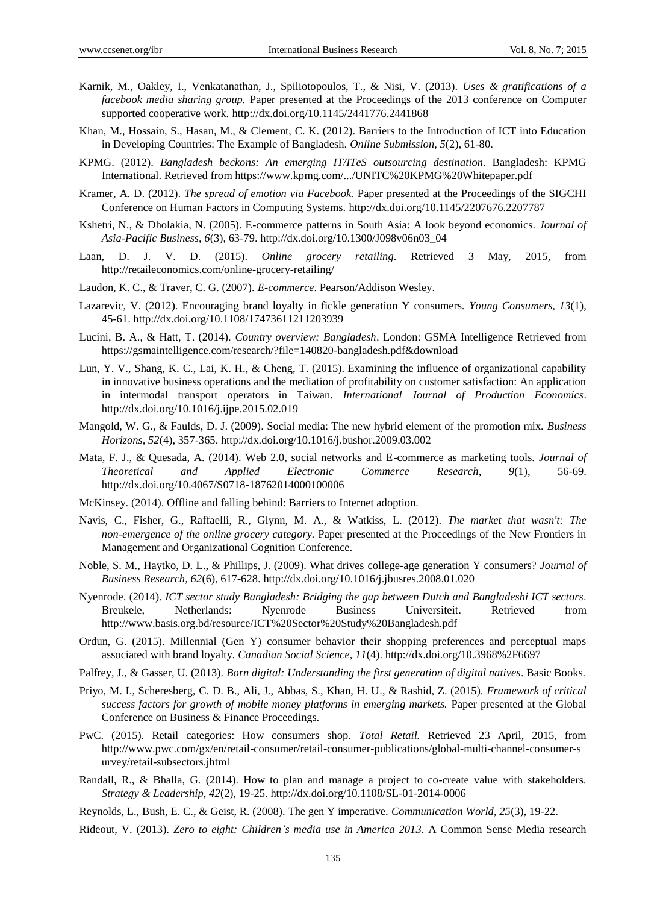Karnik, M., Oakley, I., Venkatanathan, J., Spiliotopoulos, T., & Nisi, V. (2013). *Uses & gratifications of a facebook media sharing group.* Paper presented at the Proceedings of the 2013 conference on Computer supported cooperative work. http://dx.doi.org/10.1145/2441776.2441868

Khan, M., Hossain, S., Hasan, M., & Clement, C. K. (2012). Barriers to the Introduction of ICT into Education in Developing Countries: The Example of Bangladesh. *Online Submission, 5*(2), 61-80.

KPMG. (2012). *Bangladesh beckons: An emerging IT/ITeS outsourcing destination*. Bangladesh: KPMG International. Retrieved from https://www.kpmg.com/.../UNITC%20KPMG%20Whitepaper.pdf

Kramer, A. D. (2012). *The spread of emotion via Facebook.* Paper presented at the Proceedings of the SIGCHI Conference on Human Factors in Computing Systems. http://dx.doi.org/10.1145/2207676.2207787

Kshetri, N., & Dholakia, N. (2005). E-commerce patterns in South Asia: A look beyond economics. *Journal of Asia-Pacific Business, 6*(3), 63-79. http://dx.doi.org/10.1300/J098v06n03_04

Laan, D. J. V. D. (2015). *Online grocery retailing*. Retrieved 3 May, 2015, from http://retaileconomics.com/online-grocery-retailing/

Laudon, K. C., & Traver, C. G. (2007). *E-commerce*. Pearson/Addison Wesley.

Lazarevic, V. (2012). Encouraging brand loyalty in fickle generation Y consumers. *Young Consumers, 13*(1), 45-61. http://dx.doi.org/10.1108/17473611211203939

Lucini, B. A., & Hatt, T. (2014). *Country overview: Bangladesh*. London: GSMA Intelligence Retrieved from https://gsmaintelligence.com/research/?file=140820-bangladesh.pdf&download

Lun, Y. V., Shang, K. C., Lai, K. H., & Cheng, T. (2015). Examining the influence of organizational capability in innovative business operations and the mediation of profitability on customer satisfaction: An application in intermodal transport operators in Taiwan. *International Journal of Production Economics*. http://dx.doi.org/10.1016/j.ijpe.2015.02.019

Mangold, W. G., & Faulds, D. J. (2009). Social media: The new hybrid element of the promotion mix. *Business Horizons, 52*(4), 357-365. http://dx.doi.org/10.1016/j.bushor.2009.03.002

Mata, F. J., & Quesada, A. (2014). Web 2.0, social networks and E-commerce as marketing tools. *Journal of Theoretical and Applied Electronic Commerce Research, 9*(1), 56-69. http://dx.doi.org/10.4067/S0718-18762014000100006

McKinsey. (2014). Offline and falling behind: Barriers to Internet adoption.

Navis, C., Fisher, G., Raffaelli, R., Glynn, M. A., & Watkiss, L. (2012). *The market that wasn't: The non-emergence of the online grocery category.* Paper presented at the Proceedings of the New Frontiers in Management and Organizational Cognition Conference.

Noble, S. M., Haytko, D. L., & Phillips, J. (2009). What drives college-age generation Y consumers? *Journal of Business Research, 62*(6), 617-628. http://dx.doi.org/10.1016/j.jbusres.2008.01.020

Nyenrode. (2014). *ICT sector study Bangladesh: Bridging the gap between Dutch and Bangladeshi ICT sectors*. Breukele, Netherlands: Nyenrode Business Universiteit. Retrieved from http://www.basis.org.bd/resource/ICT%20Sector%20Study%20Bangladesh.pdf

Ordun, G. (2015). Millennial (Gen Y) consumer behavior their shopping preferences and perceptual maps associated with brand loyalty. *Canadian Social Science, 11*(4). http://dx.doi.org/10.3968%2F6697

Palfrey, J., & Gasser, U. (2013). *Born digital: Understanding the first generation of digital natives*. Basic Books.

Priyo, M. I., Scheresberg, C. D. B., Ali, J., Abbas, S., Khan, H. U., & Rashid, Z. (2015). *Framework of critical success factors for growth of mobile money platforms in emerging markets.* Paper presented at the Global Conference on Business & Finance Proceedings.

PwC. (2015). Retail categories: How consumers shop. *Total Retail.* Retrieved 23 April, 2015, from http://www.pwc.com/gx/en/retail-consumer/retail-consumer-publications/global-multi-channel-consumer-survey/retail-subsectors.jhtml

Randall, R., & Bhalla, G. (2014). How to plan and manage a project to co-create value with stakeholders. *Strategy & Leadership, 42*(2), 19-25. http://dx.doi.org/10.1108/SL-01-2014-0006

Reynolds, L., Bush, E. C., & Geist, R. (2008). The gen Y imperative. *Communication World, 25*(3), 19-22.

Rideout, V. (2013). *Zero to eight: Children's media use in America 2013*. A Common Sense Media research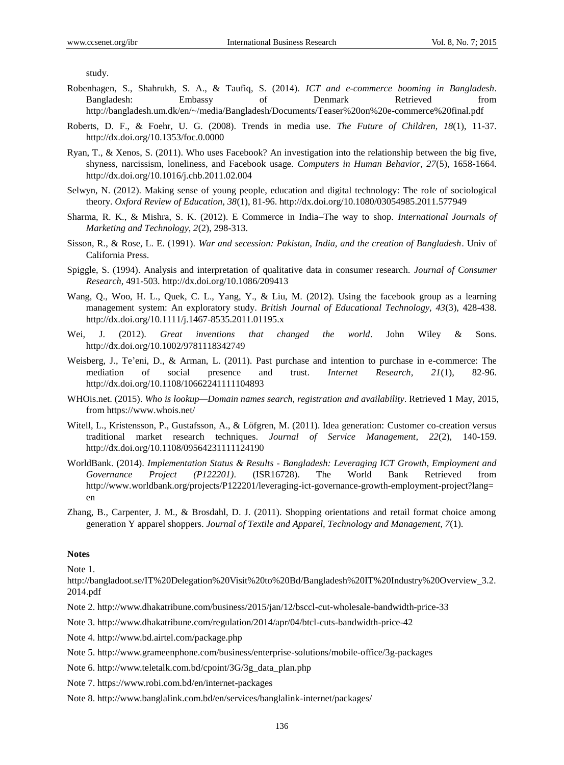study.

Robenhagen, S., Shahrukh, S. A., & Taufiq, S. (2014). *ICT and e-commerce booming in Bangladesh*. Bangladesh: Embassy of Denmark Retrieved from http://bangladesh.um.dk/en/~/media/Bangladesh/Documents/Teaser%20on%20e-commerce%20final.pdf

Roberts, D. F., & Foehr, U. G. (2008). Trends in media use. *The Future of Children, 18*(1), 11-37. http://dx.doi.org/10.1353/foc.0.0000

Ryan, T., & Xenos, S. (2011). Who uses Facebook? An investigation into the relationship between the big five, shyness, narcissism, loneliness, and Facebook usage. *Computers in Human Behavior, 27*(5), 1658-1664. http://dx.doi.org/10.1016/j.chb.2011.02.004

Selwyn, N. (2012). Making sense of young people, education and digital technology: The role of sociological theory. *Oxford Review of Education, 38*(1), 81-96. http://dx.doi.org/10.1080/03054985.2011.577949

Sharma, R. K., & Mishra, S. K. (2012). E Commerce in India–The way to shop. *International Journals of Marketing and Technology, 2*(2), 298-313.

Sisson, R., & Rose, L. E. (1991). *War and secession: Pakistan, India, and the creation of Bangladesh*. Univ of California Press.

Spiggle, S. (1994). Analysis and interpretation of qualitative data in consumer research. *Journal of Consumer Research*, 491-503. http://dx.doi.org/10.1086/209413

Wang, Q., Woo, H. L., Quek, C. L., Yang, Y., & Liu, M. (2012). Using the facebook group as a learning management system: An exploratory study. *British Journal of Educational Technology, 43*(3), 428-438. http://dx.doi.org/10.1111/j.1467-8535.2011.01195.x

Wei, J. (2012). *Great inventions that changed the world*. John Wiley & Sons. http://dx.doi.org/10.1002/9781118342749

Weisberg, J., Te'eni, D., & Arman, L. (2011). Past purchase and intention to purchase in e-commerce: The mediation of social presence and trust. *Internet Research, 21*(1), 82-96. http://dx.doi.org/10.1108/10662241111104893

WHOis.net. (2015). *Who is lookup—Domain names search, registration and availability*. Retrieved 1 May, 2015, from https://www.whois.net/

Witell, L., Kristensson, P., Gustafsson, A., & Löfgren, M. (2011). Idea generation: Customer co-creation versus traditional market research techniques. *Journal of Service Management, 22*(2), 140-159. http://dx.doi.org/10.1108/09564231111124190

WorldBank. (2014). *Implementation Status & Results - Bangladesh: Leveraging ICT Growth, Employment and Governance Project (P122201)*. (ISR16728). The World Bank Retrieved from http://www.worldbank.org/projects/P122201/leveraging-ict-governance-growth-employment-project?lang=en

Zhang, B., Carpenter, J. M., & Brosdahl, D. J. (2011). Shopping orientations and retail format choice among generation Y apparel shoppers. *Journal of Textile and Apparel, Technology and Management, 7*(1).

**Notes**

Note 1. http://bangladoot.se/IT%20Delegation%20Visit%20to%20Bd/Bangladesh%20IT%20Industry%20Overview_3.2.2014.pdf

Note 2. http://www.dhakatribune.com/business/2015/jan/12/bsccl-cut-wholesale-bandwidth-price-33

Note 3. http://www.dhakatribune.com/regulation/2014/apr/04/btcl-cuts-bandwidth-price-42

Note 4. http://www.bd.airtel.com/package.php

Note 5. http://www.grameenphone.com/business/enterprise-solutions/mobile-office/3g-packages

Note 6. http://www.teletalk.com.bd/cpoint/3G/3g_data_plan.php

Note 7. https://www.robi.com.bd/en/internet-packages

Note 8. http://www.banglalink.com.bd/en/services/banglalink-internet/packages/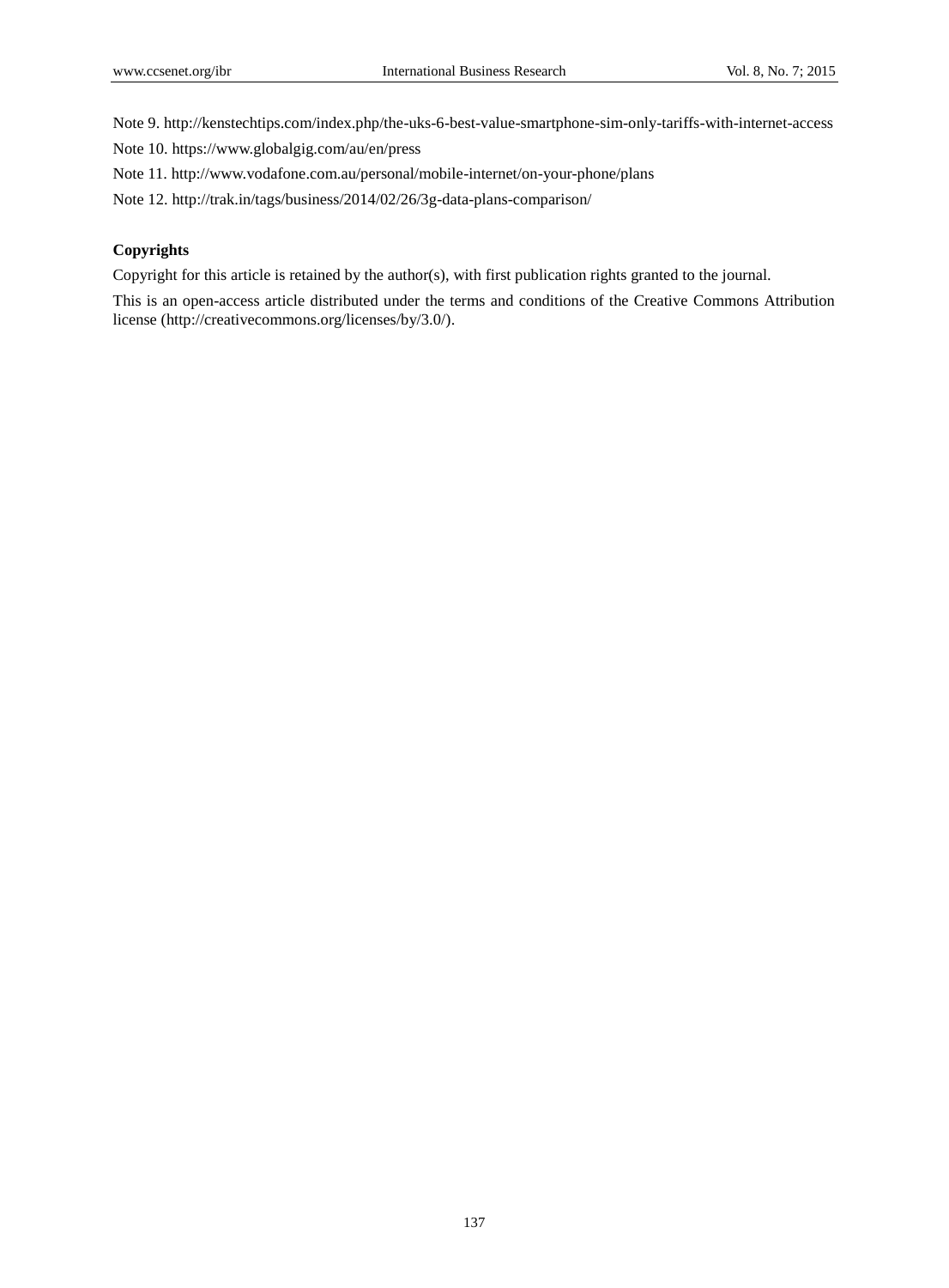Note 9. http://kenstechtips.com/index.php/the-uks-6-best-value-smartphone-sim-only-tariffs-with-internet-access

Note 10. https://www.globalgig.com/au/en/press

Note 11. http://www.vodafone.com.au/personal/mobile-internet/on-your-phone/plans

Note 12. http://trak.in/tags/business/2014/02/26/3g-data-plans-comparison/

**Copyrights**

Copyright for this article is retained by the author(s), with first publication rights granted to the journal.

This is an open-access article distributed under the terms and conditions of the Creative Commons Attribution license (http://creativecommons.org/licenses/by/3.0/).